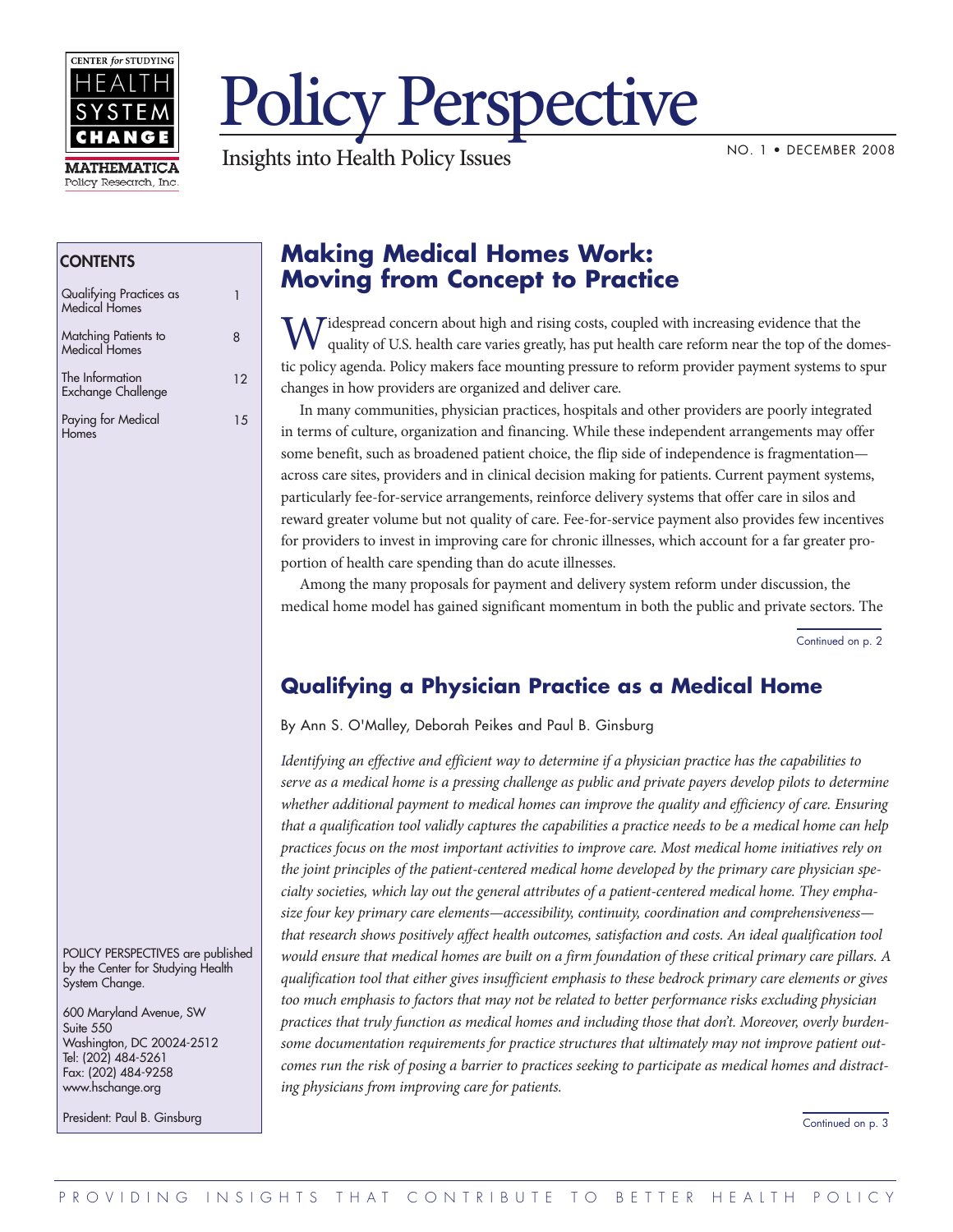# Policy Perspective

Insights into Health Policy Issues

NO. 1 • DECEMBER 2008

CENTER *for* STUDYING HEALTH SYSTEM CHANGE

MATHEMATICA Policy Research, Inc.

**CONTENTS**

| | |
|---|---|
| Qualifying Practices as Medical Homes | 1 |
| Matching Patients to Medical Homes | 8 |
| The Information Exchange Challenge | 12 |
| Paying for Medical Homes | 15 |

POLICY PERSPECTIVES are published by the Center for Studying Health System Change.

600 Maryland Avenue, SW
Suite 550
Washington, DC 20024-2512
Tel: (202) 484-5261
Fax: (202) 484-9258
www.hschange.org

President: Paul B. Ginsburg

## Making Medical Homes Work: Moving from Concept to Practice

Widespread concern about high and rising costs, coupled with increasing evidence that the quality of U.S. health care varies greatly, has put health care reform near the top of the domestic policy agenda. Policy makers face mounting pressure to reform provider payment systems to spur changes in how providers are organized and deliver care.

In many communities, physician practices, hospitals and other providers are poorly integrated in terms of culture, organization and financing. While these independent arrangements may offer some benefit, such as broadened patient choice, the flip side of independence is fragmentation—across care sites, providers and in clinical decision making for patients. Current payment systems, particularly fee-for-service arrangements, reinforce delivery systems that offer care in silos and reward greater volume but not quality of care. Fee-for-service payment also provides few incentives for providers to invest in improving care for chronic illnesses, which account for a far greater proportion of health care spending than do acute illnesses.

Among the many proposals for payment and delivery system reform under discussion, the medical home model has gained significant momentum in both the public and private sectors. The

Continued on p. 2

## Qualifying a Physician Practice as a Medical Home

By Ann S. O'Malley, Deborah Peikes and Paul B. Ginsburg

*Identifying an effective and efficient way to determine if a physician practice has the capabilities to serve as a medical home is a pressing challenge as public and private payers develop pilots to determine whether additional payment to medical homes can improve the quality and efficiency of care. Ensuring that a qualification tool validly captures the capabilities a practice needs to be a medical home can help practices focus on the most important activities to improve care. Most medical home initiatives rely on the joint principles of the patient-centered medical home developed by the primary care physician specialty societies, which lay out the general attributes of a patient-centered medical home. They emphasize four key primary care elements—accessibility, continuity, coordination and comprehensiveness—that research shows positively affect health outcomes, satisfaction and costs. An ideal qualification tool would ensure that medical homes are built on a firm foundation of these critical primary care pillars. A qualification tool that either gives insufficient emphasis to these bedrock primary care elements or gives too much emphasis to factors that may not be related to better performance risks excluding physician practices that truly function as medical homes and including those that don't. Moreover, overly burdensome documentation requirements for practice structures that ultimately may not improve patient outcomes run the risk of posing a barrier to practices seeking to participate as medical homes and distracting physicians from improving care for patients.*

Continued on p. 3

PROVIDING INSIGHTS THAT CONTRIBUTE TO BETTER HEALTH POLICY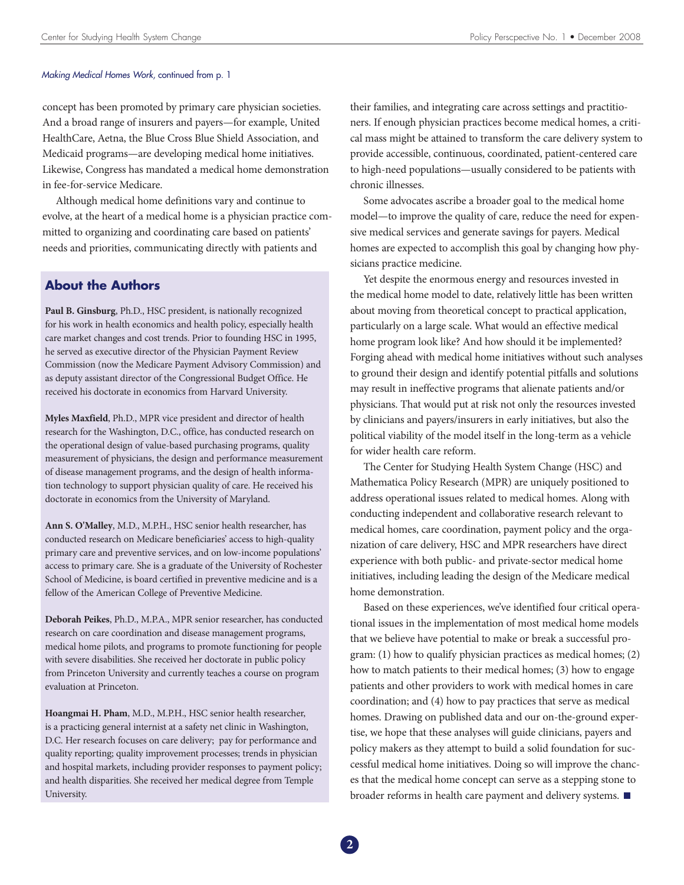*Making Medical Homes Work,* continued from p. 1

concept has been promoted by primary care physician societies. And a broad range of insurers and payers—for example, United HealthCare, Aetna, the Blue Cross Blue Shield Association, and Medicaid programs—are developing medical home initiatives. Likewise, Congress has mandated a medical home demonstration in fee-for-service Medicare.

Although medical home definitions vary and continue to evolve, at the heart of a medical home is a physician practice committed to organizing and coordinating care based on patients' needs and priorities, communicating directly with patients and their families, and integrating care across settings and practitioners. If enough physician practices become medical homes, a critical mass might be attained to transform the care delivery system to provide accessible, continuous, coordinated, patient-centered care to high-need populations—usually considered to be patients with chronic illnesses.

Some advocates ascribe a broader goal to the medical home model—to improve the quality of care, reduce the need for expensive medical services and generate savings for payers. Medical homes are expected to accomplish this goal by changing how physicians practice medicine.

Yet despite the enormous energy and resources invested in the medical home model to date, relatively little has been written about moving from theoretical concept to practical application, particularly on a large scale. What would an effective medical home program look like? And how should it be implemented? Forging ahead with medical home initiatives without such analyses to ground their design and identify potential pitfalls and solutions may result in ineffective programs that alienate patients and/or physicians. That would put at risk not only the resources invested by clinicians and payers/insurers in early initiatives, but also the political viability of the model itself in the long-term as a vehicle for wider health care reform.

The Center for Studying Health System Change (HSC) and Mathematica Policy Research (MPR) are uniquely positioned to address operational issues related to medical homes. Along with conducting independent and collaborative research relevant to medical homes, care coordination, payment policy and the organization of care delivery, HSC and MPR researchers have direct experience with both public- and private-sector medical home initiatives, including leading the design of the Medicare medical home demonstration.

Based on these experiences, we've identified four critical operational issues in the implementation of most medical home models that we believe have potential to make or break a successful program: (1) how to qualify physician practices as medical homes; (2) how to match patients to their medical homes; (3) how to engage patients and other providers to work with medical homes in care coordination; and (4) how to pay practices that serve as medical homes. Drawing on published data and our on-the-ground expertise, we hope that these analyses will guide clinicians, payers and policy makers as they attempt to build a solid foundation for successful medical home initiatives. Doing so will improve the chances that the medical home concept can serve as a stepping stone to broader reforms in health care payment and delivery systems. ■

## About the Authors

**Paul B. Ginsburg**, Ph.D., HSC president, is nationally recognized for his work in health economics and health policy, especially health care market changes and cost trends. Prior to founding HSC in 1995, he served as executive director of the Physician Payment Review Commission (now the Medicare Payment Advisory Commission) and as deputy assistant director of the Congressional Budget Office. He received his doctorate in economics from Harvard University.

**Myles Maxfield**, Ph.D., MPR vice president and director of health research for the Washington, D.C., office, has conducted research on the operational design of value-based purchasing programs, quality measurement of physicians, the design and performance measurement of disease management programs, and the design of health information technology to support physician quality of care. He received his doctorate in economics from the University of Maryland.

**Ann S. O'Malley**, M.D., M.P.H., HSC senior health researcher, has conducted research on Medicare beneficiaries' access to high-quality primary care and preventive services, and on low-income populations' access to primary care. She is a graduate of the University of Rochester School of Medicine, is board certified in preventive medicine and is a fellow of the American College of Preventive Medicine.

**Deborah Peikes**, Ph.D., M.P.A., MPR senior researcher, has conducted research on care coordination and disease management programs, medical home pilots, and programs to promote functioning for people with severe disabilities. She received her doctorate in public policy from Princeton University and currently teaches a course on program evaluation at Princeton.

**Hoangmai H. Pham**, M.D., M.P.H., HSC senior health researcher, is a practicing general internist at a safety net clinic in Washington, D.C. Her research focuses on care delivery; pay for performance and quality reporting; quality improvement processes; trends in physician and hospital markets, including provider responses to payment policy; and health disparities. She received her medical degree from Temple University.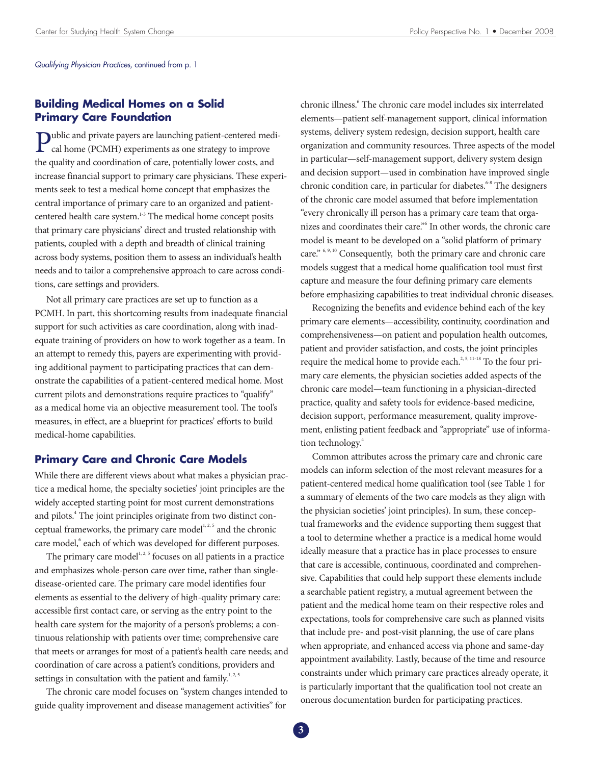*Qualifying Physician Practices,* continued from p. 1

## Building Medical Homes on a Solid Primary Care Foundation

Public and private payers are launching patient-centered medical home (PCMH) experiments as one strategy to improve the quality and coordination of care, potentially lower costs, and increase financial support to primary care physicians. These experiments seek to test a medical home concept that emphasizes the central importance of primary care to an organized and patient-centered health care system.[1-3] The medical home concept posits that primary care physicians' direct and trusted relationship with patients, coupled with a depth and breadth of clinical training across body systems, position them to assess an individual's health needs and to tailor a comprehensive approach to care across conditions, care settings and providers.

Not all primary care practices are set up to function as a PCMH. In part, this shortcoming results from inadequate financial support for such activities as care coordination, along with inadequate training of providers on how to work together as a team. In an attempt to remedy this, payers are experimenting with providing additional payment to participating practices that can demonstrate the capabilities of a patient-centered medical home. Most current pilots and demonstrations require practices to "qualify" as a medical home via an objective measurement tool. The tool's measures, in effect, are a blueprint for practices' efforts to build medical-home capabilities.

## Primary Care and Chronic Care Models

While there are different views about what makes a physician practice a medical home, the specialty societies' joint principles are the widely accepted starting point for most current demonstrations and pilots.[4] The joint principles originate from two distinct conceptual frameworks, the primary care model[1, 2, 5] and the chronic care model,[6] each of which was developed for different purposes.

The primary care model[1, 2, 5] focuses on all patients in a practice and emphasizes whole-person care over time, rather than single-disease-oriented care. The primary care model identifies four elements as essential to the delivery of high-quality primary care: accessible first contact care, or serving as the entry point to the health care system for the majority of a person's problems; a continuous relationship with patients over time; comprehensive care that meets or arranges for most of a patient's health care needs; and coordination of care across a patient's conditions, providers and settings in consultation with the patient and family.[1, 2, 5]

The chronic care model focuses on "system changes intended to guide quality improvement and disease management activities" for chronic illness.[6] The chronic care model includes six interrelated elements—patient self-management support, clinical information systems, delivery system redesign, decision support, health care organization and community resources. Three aspects of the model in particular—self-management support, delivery system design and decision support—used in combination have improved single chronic condition care, in particular for diabetes.[6-8] The designers of the chronic care model assumed that before implementation "every chronically ill person has a primary care team that organizes and coordinates their care."[6] In other words, the chronic care model is meant to be developed on a "solid platform of primary care."[6, 9, 10] Consequently, both the primary care and chronic care models suggest that a medical home qualification tool must first capture and measure the four defining primary care elements before emphasizing capabilities to treat individual chronic diseases.

Recognizing the benefits and evidence behind each of the key primary care elements—accessibility, continuity, coordination and comprehensiveness—on patient and population health outcomes, patient and provider satisfaction, and costs, the joint principles require the medical home to provide each.[2, 5, 11-18] To the four primary care elements, the physician societies added aspects of the chronic care model—team functioning in a physician-directed practice, quality and safety tools for evidence-based medicine, decision support, performance measurement, quality improvement, enlisting patient feedback and "appropriate" use of information technology.[4]

Common attributes across the primary care and chronic care models can inform selection of the most relevant measures for a patient-centered medical home qualification tool (see Table 1 for a summary of elements of the two care models as they align with the physician societies' joint principles). In sum, these conceptual frameworks and the evidence supporting them suggest that a tool to determine whether a practice is a medical home would ideally measure that a practice has in place processes to ensure that care is accessible, continuous, coordinated and comprehensive. Capabilities that could help support these elements include a searchable patient registry, a mutual agreement between the patient and the medical home team on their respective roles and expectations, tools for comprehensive care such as planned visits that include pre- and post-visit planning, the use of care plans when appropriate, and enhanced access via phone and same-day appointment availability. Lastly, because of the time and resource constraints under which primary care practices already operate, it is particularly important that the qualification tool not create an onerous documentation burden for participating practices.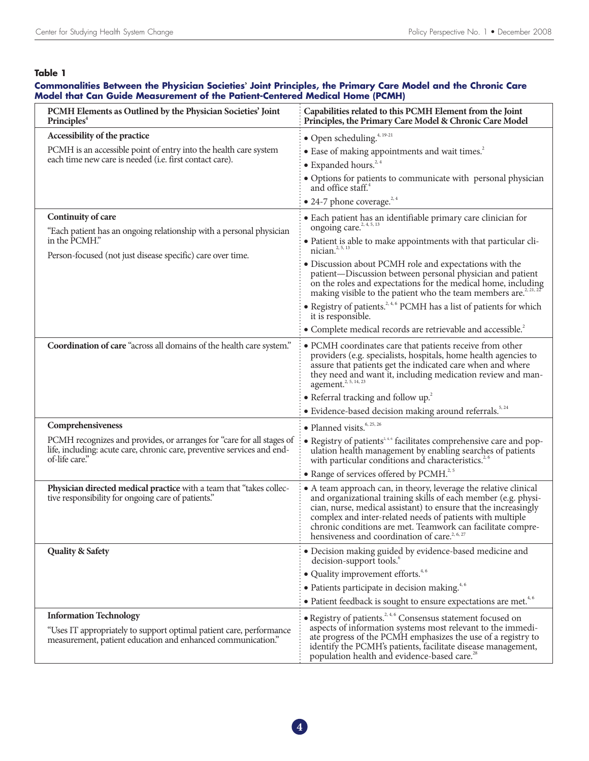**Table 1**

**Commonalities Between the Physician Societies' Joint Principles, the Primary Care Model and the Chronic Care Model that Can Guide Measurement of the Patient-Centered Medical Home (PCMH)**

| PCMH Elements as Outlined by the Physician Societies' Joint Principles[4] | Capabilities related to this PCMH Element from the Joint Principles, the Primary Care Model & Chronic Care Model |
|---|---|
| **Accessibility of the practice**<br><br>PCMH is an accessible point of entry into the health care system each time new care is needed (i.e. first contact care). | • Open scheduling.[4, 19-21]<br>• Ease of making appointments and wait times.[2]<br>• Expanded hours.[2, 4]<br>• Options for patients to communicate with personal physician and office staff.[4]<br>• 24-7 phone coverage.[2, 4] |
| **Continuity of care**<br><br>"Each patient has an ongoing relationship with a personal physician in the PCMH."<br><br>Person-focused (not just disease specific) care over time. | • Each patient has an identifiable primary care clinician for ongoing care.[2, 4, 5, 13]<br>• Patient is able to make appointments with that particular clinician.[2, 5, 13]<br>• Discussion about PCMH role and expectations with the patient—Discussion between personal physician and patient on the roles and expectations for the medical home, including making visible to the patient who the team members are.[2, 21, 22]<br>• Registry of patients.[2, 4, 6] PCMH has a list of patients for which it is responsible.<br>• Complete medical records are retrievable and accessible.[2] |
| **Coordination of care** "across all domains of the health care system." | • PCMH coordinates care that patients receive from other providers (e.g. specialists, hospitals, home health agencies to assure that patients get the indicated care when and where they need and want it, including medication review and management.[2, 5, 14, 23]<br>• Referral tracking and follow up.[2]<br>• Evidence-based decision making around referrals.[5, 24] |
| **Comprehensiveness**<br><br>PCMH recognizes and provides, or arranges for "care for all stages of life, including: acute care, chronic care, preventive services and end-of-life care." | • Planned visits.[6, 25, 26]<br>• Registry of patients[2, 4, 6] facilitates comprehensive care and population health management by enabling searches of patients with particular conditions and characteristics.[2, 6]<br>• Range of services offered by PCMH.[2, 5] |
| **Physician directed medical practice** with a team that "takes collective responsibility for ongoing care of patients." | • A team approach can, in theory, leverage the relative clinical and organizational training skills of each member (e.g. physician, nurse, medical assistant) to ensure that the increasingly complex and inter-related needs of patients with multiple chronic conditions are met. Teamwork can facilitate comprehensiveness and coordination of care.[2, 6, 27] |
| **Quality & Safety** | • Decision making guided by evidence-based medicine and decision-support tools.[6]<br>• Quality improvement efforts.[4, 6]<br>• Patients participate in decision making.[4, 6]<br>• Patient feedback is sought to ensure expectations are met.[4, 6] |
| **Information Technology**<br><br>"Uses IT appropriately to support optimal patient care, performance measurement, patient education and enhanced communication." | • Registry of patients.[2, 4, 6] Consensus statement focused on aspects of information systems most relevant to the immediate progress of the PCMH emphasizes the use of a registry to identify the PCMH's patients, facilitate disease management, population health and evidence-based care.[28] |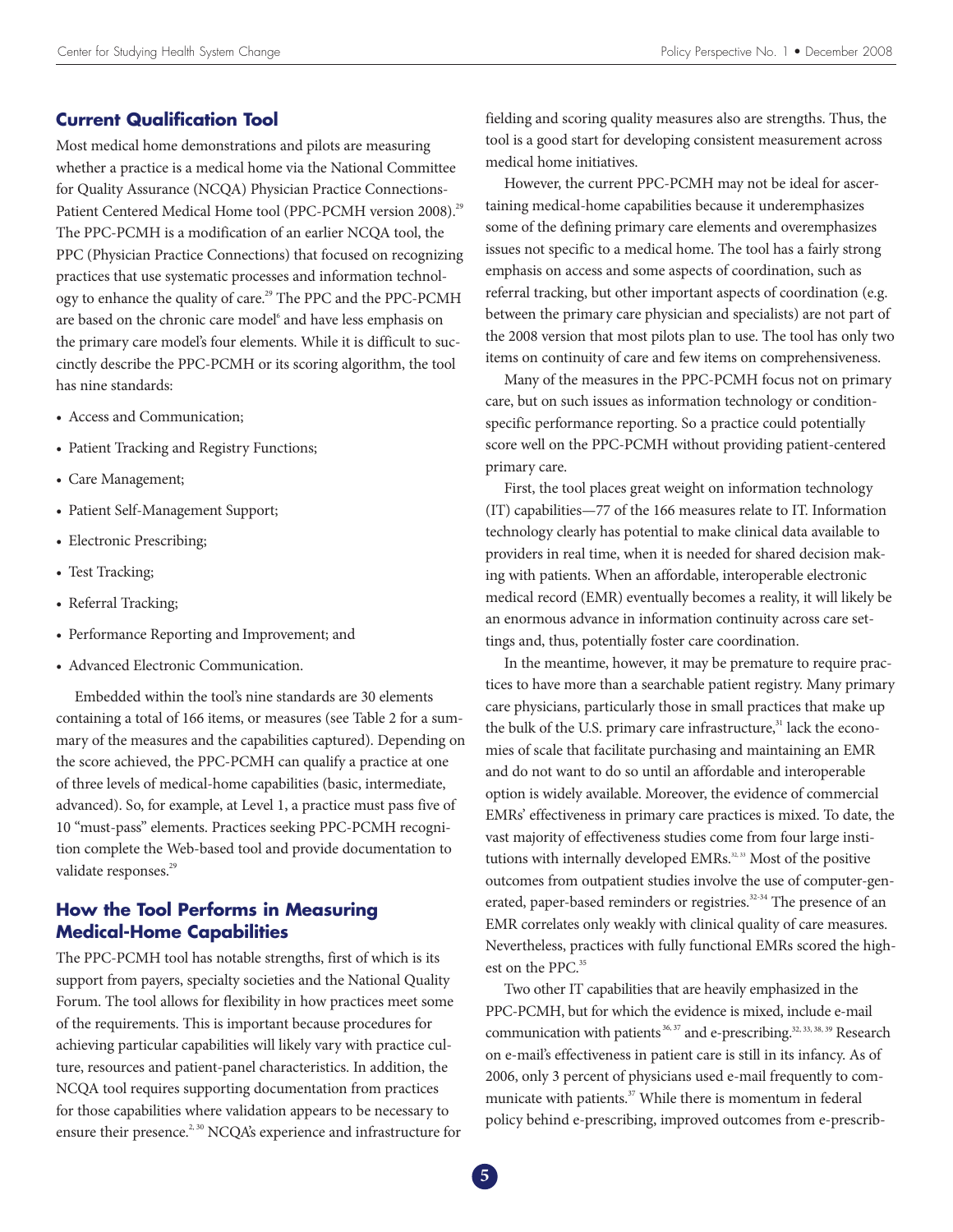## Current Qualification Tool

Most medical home demonstrations and pilots are measuring whether a practice is a medical home via the National Committee for Quality Assurance (NCQA) Physician Practice Connections-Patient Centered Medical Home tool (PPC-PCMH version 2008).[29] The PPC-PCMH is a modification of an earlier NCQA tool, the PPC (Physician Practice Connections) that focused on recognizing practices that use systematic processes and information technology to enhance the quality of care.[29] The PPC and the PPC-PCMH are based on the chronic care model[6] and have less emphasis on the primary care model's four elements. While it is difficult to succinctly describe the PPC-PCMH or its scoring algorithm, the tool has nine standards:

- Access and Communication;
- Patient Tracking and Registry Functions;
- Care Management;
- Patient Self-Management Support;
- Electronic Prescribing;
- Test Tracking;
- Referral Tracking;
- Performance Reporting and Improvement; and
- Advanced Electronic Communication.

Embedded within the tool's nine standards are 30 elements containing a total of 166 items, or measures (see Table 2 for a summary of the measures and the capabilities captured). Depending on the score achieved, the PPC-PCMH can qualify a practice at one of three levels of medical-home capabilities (basic, intermediate, advanced). So, for example, at Level 1, a practice must pass five of 10 "must-pass" elements. Practices seeking PPC-PCMH recognition complete the Web-based tool and provide documentation to validate responses.[29]

## How the Tool Performs in Measuring Medical-Home Capabilities

The PPC-PCMH tool has notable strengths, first of which is its support from payers, specialty societies and the National Quality Forum. The tool allows for flexibility in how practices meet some of the requirements. This is important because procedures for achieving particular capabilities will likely vary with practice culture, resources and patient-panel characteristics. In addition, the NCQA tool requires supporting documentation from practices for those capabilities where validation appears to be necessary to ensure their presence.[2, 30] NCQA's experience and infrastructure for fielding and scoring quality measures also are strengths. Thus, the tool is a good start for developing consistent measurement across medical home initiatives.

However, the current PPC-PCMH may not be ideal for ascertaining medical-home capabilities because it underemphasizes some of the defining primary care elements and overemphasizes issues not specific to a medical home. The tool has a fairly strong emphasis on access and some aspects of coordination, such as referral tracking, but other important aspects of coordination (e.g. between the primary care physician and specialists) are not part of the 2008 version that most pilots plan to use. The tool has only two items on continuity of care and few items on comprehensiveness.

Many of the measures in the PPC-PCMH focus not on primary care, but on such issues as information technology or condition-specific performance reporting. So a practice could potentially score well on the PPC-PCMH without providing patient-centered primary care.

First, the tool places great weight on information technology (IT) capabilities—77 of the 166 measures relate to IT. Information technology clearly has potential to make clinical data available to providers in real time, when it is needed for shared decision making with patients. When an affordable, interoperable electronic medical record (EMR) eventually becomes a reality, it will likely be an enormous advance in information continuity across care settings and, thus, potentially foster care coordination.

In the meantime, however, it may be premature to require practices to have more than a searchable patient registry. Many primary care physicians, particularly those in small practices that make up the bulk of the U.S. primary care infrastructure,[31] lack the economies of scale that facilitate purchasing and maintaining an EMR and do not want to do so until an affordable and interoperable option is widely available. Moreover, the evidence of commercial EMRs' effectiveness in primary care practices is mixed. To date, the vast majority of effectiveness studies come from four large institutions with internally developed EMRs.[32, 33] Most of the positive outcomes from outpatient studies involve the use of computer-generated, paper-based reminders or registries.[32-34] The presence of an EMR correlates only weakly with clinical quality of care measures. Nevertheless, practices with fully functional EMRs scored the highest on the PPC.[35]

Two other IT capabilities that are heavily emphasized in the PPC-PCMH, but for which the evidence is mixed, include e-mail communication with patients[36, 37] and e-prescribing.[32, 33, 38, 39] Research on e-mail's effectiveness in patient care is still in its infancy. As of 2006, only 3 percent of physicians used e-mail frequently to communicate with patients.[37] While there is momentum in federal policy behind e-prescribing, improved outcomes from e-prescrib-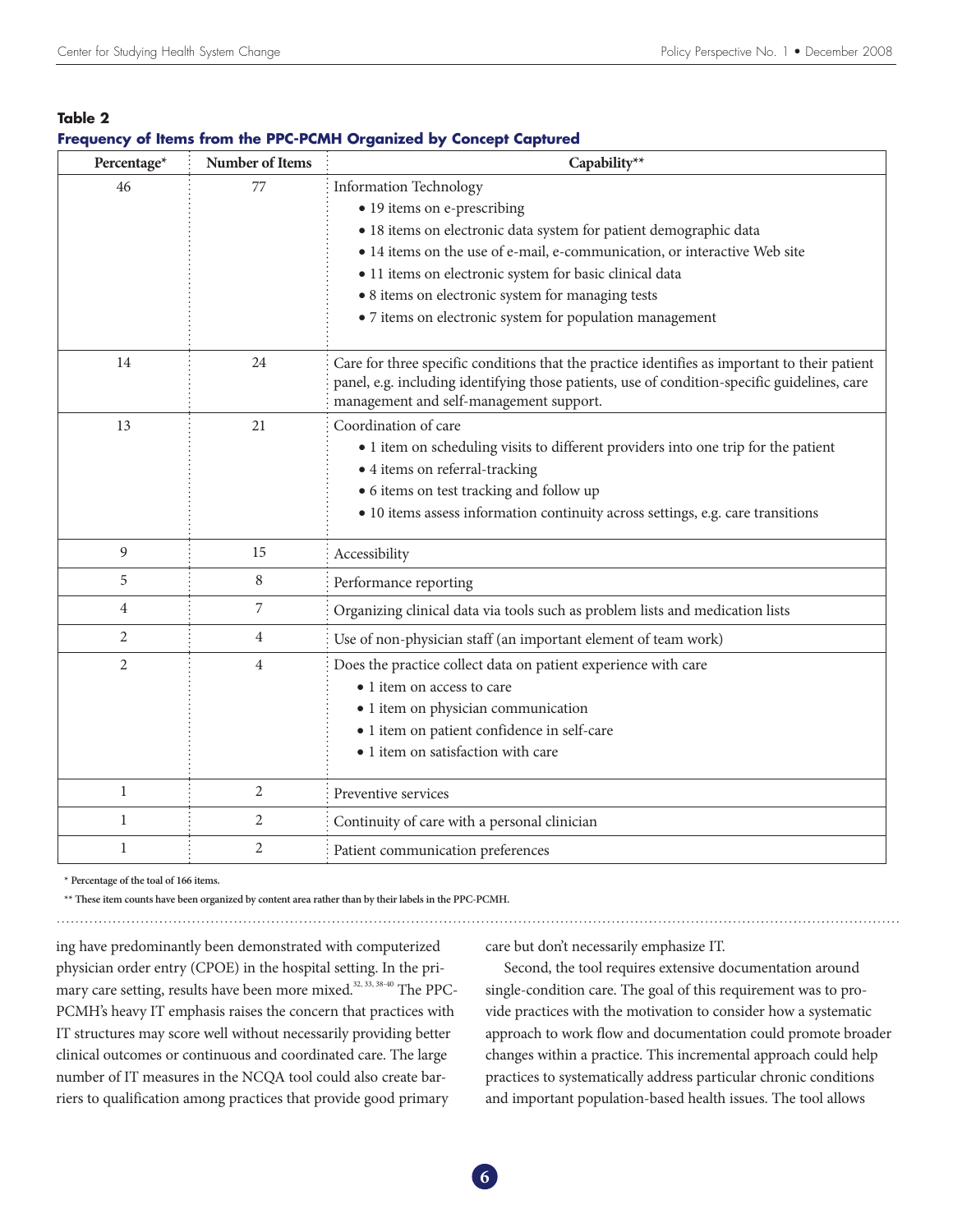**Table 2**

**Frequency of Items from the PPC-PCMH Organized by Concept Captured**

| Percentage* | Number of Items | Capability** |
|---|---|---|
| 46 | 77 | Information Technology<br>• 19 items on e-prescribing<br>• 18 items on electronic data system for patient demographic data<br>• 14 items on the use of e-mail, e-communication, or interactive Web site<br>• 11 items on electronic system for basic clinical data<br>• 8 items on electronic system for managing tests<br>• 7 items on electronic system for population management |
| 14 | 24 | Care for three specific conditions that the practice identifies as important to their patient panel, e.g. including identifying those patients, use of condition-specific guidelines, care management and self-management support. |
| 13 | 21 | Coordination of care<br>• 1 item on scheduling visits to different providers into one trip for the patient<br>• 4 items on referral-tracking<br>• 6 items on test tracking and follow up<br>• 10 items assess information continuity across settings, e.g. care transitions |
| 9 | 15 | Accessibility |
| 5 | 8 | Performance reporting |
| 4 | 7 | Organizing clinical data via tools such as problem lists and medication lists |
| 2 | 4 | Use of non-physician staff (an important element of team work) |
| 2 | 4 | Does the practice collect data on patient experience with care<br>• 1 item on access to care<br>• 1 item on physician communication<br>• 1 item on patient confidence in self-care<br>• 1 item on satisfaction with care |
| 1 | 2 | Preventive services |
| 1 | 2 | Continuity of care with a personal clinician |
| 1 | 2 | Patient communication preferences |

\* Percentage of the toal of 166 items.

\*\* These item counts have been organized by content area rather than by their labels in the PPC-PCMH.

ing have predominantly been demonstrated with computerized physician order entry (CPOE) in the hospital setting. In the primary care setting, results have been more mixed.[32, 33, 38-40] The PPC-PCMH's heavy IT emphasis raises the concern that practices with IT structures may score well without necessarily providing better clinical outcomes or continuous and coordinated care. The large number of IT measures in the NCQA tool could also create barriers to qualification among practices that provide good primary care but don't necessarily emphasize IT.

Second, the tool requires extensive documentation around single-condition care. The goal of this requirement was to provide practices with the motivation to consider how a systematic approach to work flow and documentation could promote broader changes within a practice. This incremental approach could help practices to systematically address particular chronic conditions and important population-based health issues. The tool allows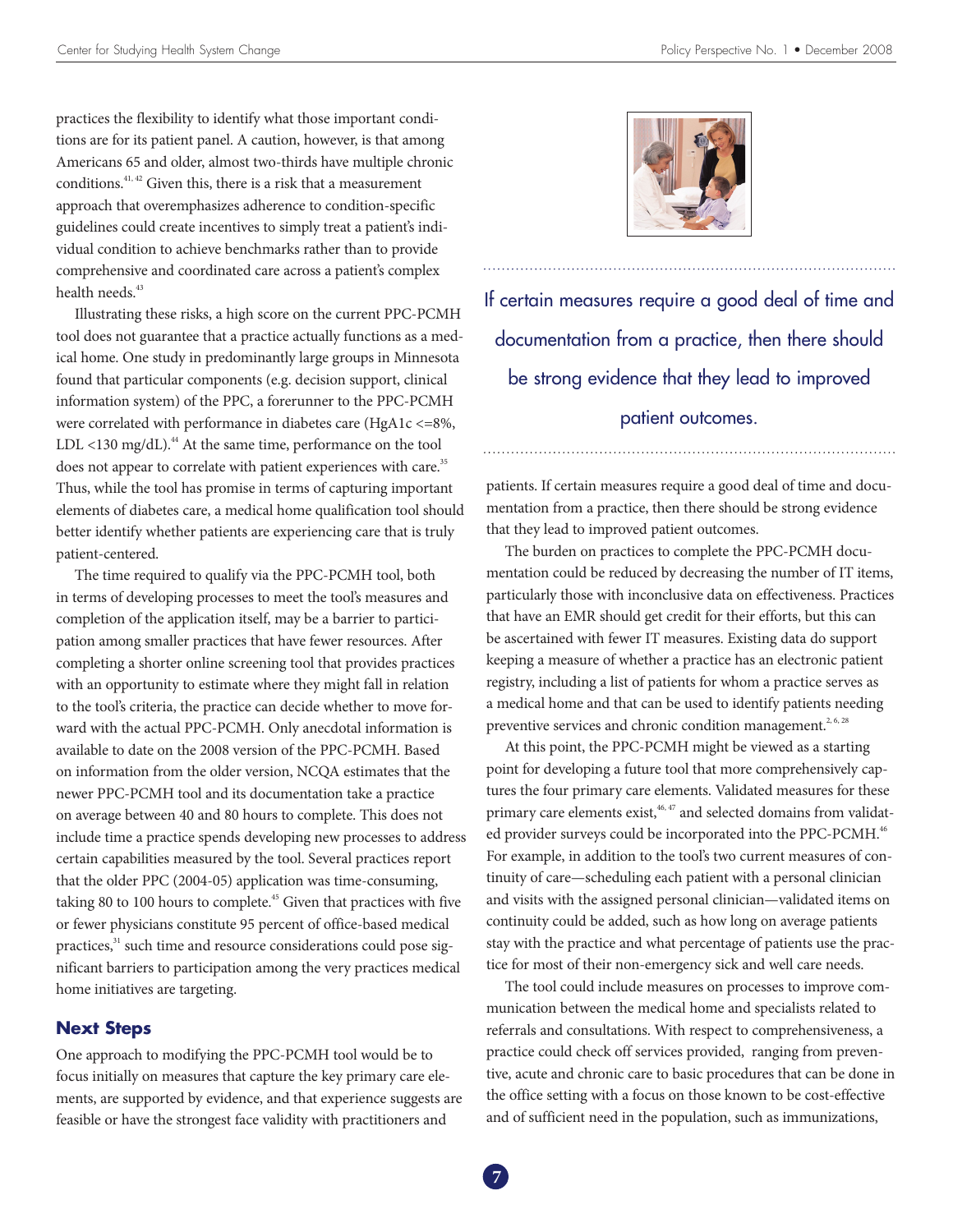practices the flexibility to identify what those important conditions are for its patient panel. A caution, however, is that among Americans 65 and older, almost two-thirds have multiple chronic conditions.[41, 42] Given this, there is a risk that a measurement approach that overemphasizes adherence to condition-specific guidelines could create incentives to simply treat a patient's individual condition to achieve benchmarks rather than to provide comprehensive and coordinated care across a patient's complex health needs.[43]

Illustrating these risks, a high score on the current PPC-PCMH tool does not guarantee that a practice actually functions as a medical home. One study in predominantly large groups in Minnesota found that particular components (e.g. decision support, clinical information system) of the PPC, a forerunner to the PPC-PCMH were correlated with performance in diabetes care (HgA1c <=8%, LDL <130 mg/dL).[44] At the same time, performance on the tool does not appear to correlate with patient experiences with care.[35] Thus, while the tool has promise in terms of capturing important elements of diabetes care, a medical home qualification tool should better identify whether patients are experiencing care that is truly patient-centered.

The time required to qualify via the PPC-PCMH tool, both in terms of developing processes to meet the tool's measures and completion of the application itself, may be a barrier to participation among smaller practices that have fewer resources. After completing a shorter online screening tool that provides practices with an opportunity to estimate where they might fall in relation to the tool's criteria, the practice can decide whether to move forward with the actual PPC-PCMH. Only anecdotal information is available to date on the 2008 version of the PPC-PCMH. Based on information from the older version, NCQA estimates that the newer PPC-PCMH tool and its documentation take a practice on average between 40 and 80 hours to complete. This does not include time a practice spends developing new processes to address certain capabilities measured by the tool. Several practices report that the older PPC (2004-05) application was time-consuming, taking 80 to 100 hours to complete.[45] Given that practices with five or fewer physicians constitute 95 percent of office-based medical practices,[31] such time and resource considerations could pose significant barriers to participation among the very practices medical home initiatives are targeting.

## Next Steps

One approach to modifying the PPC-PCMH tool would be to focus initially on measures that capture the key primary care elements, are supported by evidence, and that experience suggests are feasible or have the strongest face validity with practitioners and patients. If certain measures require a good deal of time and documentation from a practice, then there should be strong evidence that they lead to improved patient outcomes.

> If certain measures require a good deal of time and documentation from a practice, then there should be strong evidence that they lead to improved patient outcomes.

The burden on practices to complete the PPC-PCMH documentation could be reduced by decreasing the number of IT items, particularly those with inconclusive data on effectiveness. Practices that have an EMR should get credit for their efforts, but this can be ascertained with fewer IT measures. Existing data do support keeping a measure of whether a practice has an electronic patient registry, including a list of patients for whom a practice serves as a medical home and that can be used to identify patients needing preventive services and chronic condition management.[2, 6, 28]

At this point, the PPC-PCMH might be viewed as a starting point for developing a future tool that more comprehensively captures the four primary care elements. Validated measures for these primary care elements exist,[46, 47] and selected domains from validated provider surveys could be incorporated into the PPC-PCMH.[46] For example, in addition to the tool's two current measures of continuity of care—scheduling each patient with a personal clinician and visits with the assigned personal clinician—validated items on continuity could be added, such as how long on average patients stay with the practice and what percentage of patients use the practice for most of their non-emergency sick and well care needs.

The tool could include measures on processes to improve communication between the medical home and specialists related to referrals and consultations. With respect to comprehensiveness, a practice could check off services provided, ranging from preventive, acute and chronic care to basic procedures that can be done in the office setting with a focus on those known to be cost-effective and of sufficient need in the population, such as immunizations,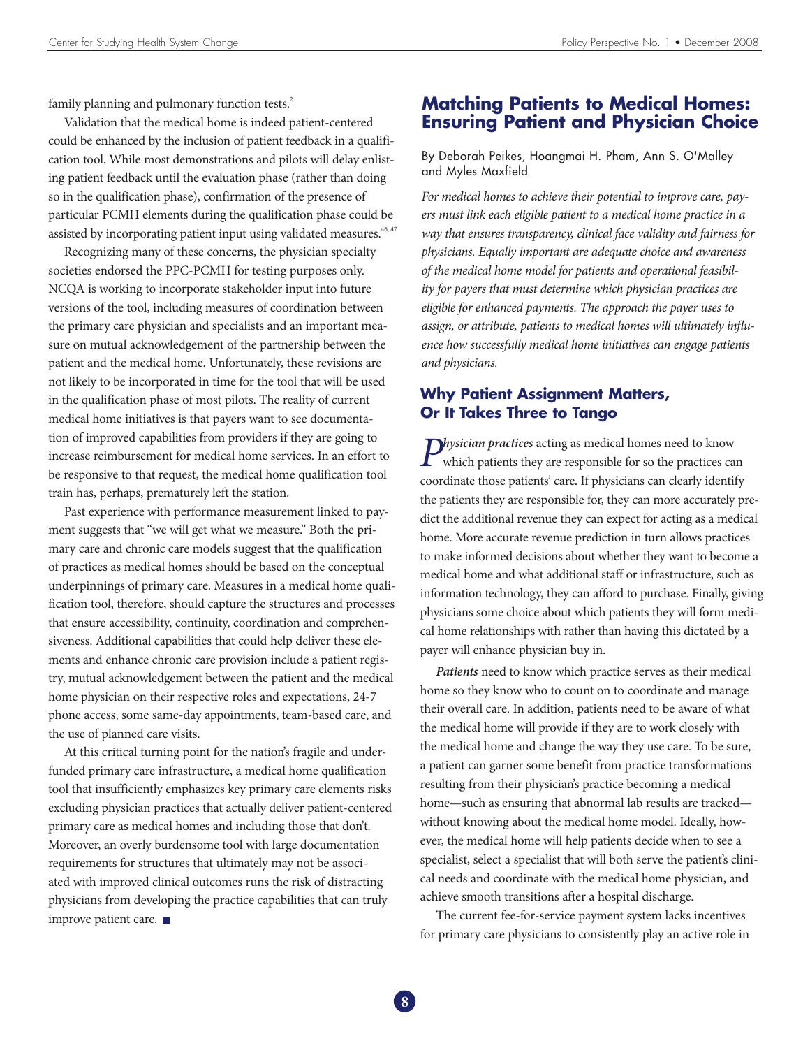family planning and pulmonary function tests.[2]

Validation that the medical home is indeed patient-centered could be enhanced by the inclusion of patient feedback in a qualification tool. While most demonstrations and pilots will delay enlisting patient feedback until the evaluation phase (rather than doing so in the qualification phase), confirmation of the presence of particular PCMH elements during the qualification phase could be assisted by incorporating patient input using validated measures.[46, 47]

Recognizing many of these concerns, the physician specialty societies endorsed the PPC-PCMH for testing purposes only. NCQA is working to incorporate stakeholder input into future versions of the tool, including measures of coordination between the primary care physician and specialists and an important measure on mutual acknowledgement of the partnership between the patient and the medical home. Unfortunately, these revisions are not likely to be incorporated in time for the tool that will be used in the qualification phase of most pilots. The reality of current medical home initiatives is that payers want to see documentation of improved capabilities from providers if they are going to increase reimbursement for medical home services. In an effort to be responsive to that request, the medical home qualification tool train has, perhaps, prematurely left the station.

Past experience with performance measurement linked to payment suggests that "we will get what we measure." Both the primary care and chronic care models suggest that the qualification of practices as medical homes should be based on the conceptual underpinnings of primary care. Measures in a medical home qualification tool, therefore, should capture the structures and processes that ensure accessibility, continuity, coordination and comprehensiveness. Additional capabilities that could help deliver these elements and enhance chronic care provision include a patient registry, mutual acknowledgement between the patient and the medical home physician on their respective roles and expectations, 24-7 phone access, some same-day appointments, team-based care, and the use of planned care visits.

At this critical turning point for the nation's fragile and underfunded primary care infrastructure, a medical home qualification tool that insufficiently emphasizes key primary care elements risks excluding physician practices that actually deliver patient-centered primary care as medical homes and including those that don't. Moreover, an overly burdensome tool with large documentation requirements for structures that ultimately may not be associated with improved clinical outcomes runs the risk of distracting physicians from developing the practice capabilities that can truly improve patient care. ■

## Matching Patients to Medical Homes: Ensuring Patient and Physician Choice

By Deborah Peikes, Hoangmai H. Pham, Ann S. O'Malley and Myles Maxfield

*For medical homes to achieve their potential to improve care, payers must link each eligible patient to a medical home practice in a way that ensures transparency, clinical face validity and fairness for physicians. Equally important are adequate choice and awareness of the medical home model for patients and operational feasibility for payers that must determine which physician practices are eligible for enhanced payments. The approach the payer uses to assign, or attribute, patients to medical homes will ultimately influence how successfully medical home initiatives can engage patients and physicians.*

### Why Patient Assignment Matters, Or It Takes Three to Tango

***Physician practices*** acting as medical homes need to know which patients they are responsible for so the practices can coordinate those patients' care. If physicians can clearly identify the patients they are responsible for, they can more accurately predict the additional revenue they can expect for acting as a medical home. More accurate revenue prediction in turn allows practices to make informed decisions about whether they want to become a medical home and what additional staff or infrastructure, such as information technology, they can afford to purchase. Finally, giving physicians some choice about which patients they will form medical home relationships with rather than having this dictated by a payer will enhance physician buy in.

***Patients*** need to know which practice serves as their medical home so they know who to count on to coordinate and manage their overall care. In addition, patients need to be aware of what the medical home will provide if they are to work closely with the medical home and change the way they use care. To be sure, a patient can garner some benefit from practice transformations resulting from their physician's practice becoming a medical home—such as ensuring that abnormal lab results are tracked—without knowing about the medical home model. Ideally, however, the medical home will help patients decide when to see a specialist, select a specialist that will both serve the patient's clinical needs and coordinate with the medical home physician, and achieve smooth transitions after a hospital discharge.

The current fee-for-service payment system lacks incentives for primary care physicians to consistently play an active role in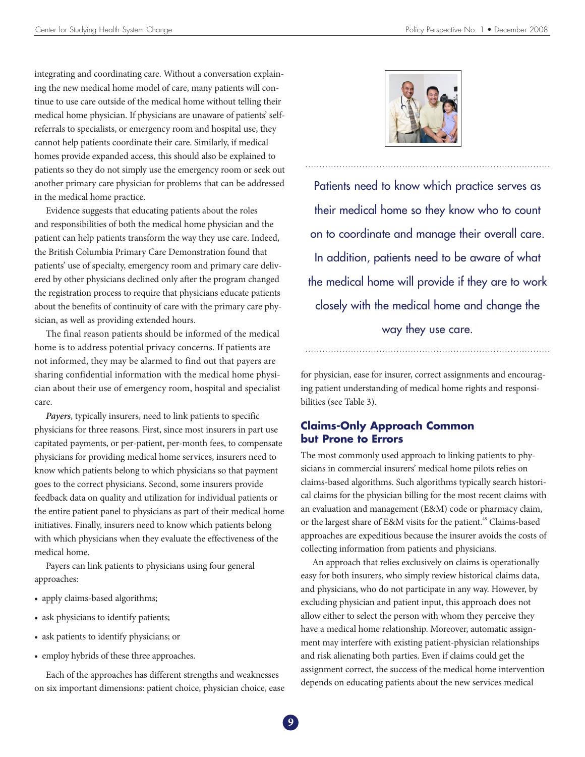integrating and coordinating care. Without a conversation explaining the new medical home model of care, many patients will continue to use care outside of the medical home without telling their medical home physician. If physicians are unaware of patients' self-referrals to specialists, or emergency room and hospital use, they cannot help patients coordinate their care. Similarly, if medical homes provide expanded access, this should also be explained to patients so they do not simply use the emergency room or seek out another primary care physician for problems that can be addressed in the medical home practice.

Evidence suggests that educating patients about the roles and responsibilities of both the medical home physician and the patient can help patients transform the way they use care. Indeed, the British Columbia Primary Care Demonstration found that patients' use of specialty, emergency room and primary care delivered by other physicians declined only after the program changed the registration process to require that physicians educate patients about the benefits of continuity of care with the primary care physician, as well as providing extended hours.

The final reason patients should be informed of the medical home is to address potential privacy concerns. If patients are not informed, they may be alarmed to find out that payers are sharing confidential information with the medical home physician about their use of emergency room, hospital and specialist care.

***Payers***, typically insurers, need to link patients to specific physicians for three reasons. First, since most insurers in part use capitated payments, or per-patient, per-month fees, to compensate physicians for providing medical home services, insurers need to know which patients belong to which physicians so that payment goes to the correct physicians. Second, some insurers provide feedback data on quality and utilization for individual patients or the entire patient panel to physicians as part of their medical home initiatives. Finally, insurers need to know which patients belong with which physicians when they evaluate the effectiveness of the medical home.

Payers can link patients to physicians using four general approaches:

- apply claims-based algorithms;
- ask physicians to identify patients;
- ask patients to identify physicians; or
- employ hybrids of these three approaches.

Each of the approaches has different strengths and weaknesses on six important dimensions: patient choice, physician choice, ease for physician, ease for insurer, correct assignments and encouraging patient understanding of medical home rights and responsibilities (see Table 3).

> Patients need to know which practice serves as their medical home so they know who to count on to coordinate and manage their overall care. In addition, patients need to be aware of what the medical home will provide if they are to work closely with the medical home and change the way they use care.

## Claims-Only Approach Common but Prone to Errors

The most commonly used approach to linking patients to physicians in commercial insurers' medical home pilots relies on claims-based algorithms. Such algorithms typically search historical claims for the physician billing for the most recent claims with an evaluation and management (E&M) code or pharmacy claim, or the largest share of E&M visits for the patient.[48] Claims-based approaches are expeditious because the insurer avoids the costs of collecting information from patients and physicians.

An approach that relies exclusively on claims is operationally easy for both insurers, who simply review historical claims data, and physicians, who do not participate in any way. However, by excluding physician and patient input, this approach does not allow either to select the person with whom they perceive they have a medical home relationship. Moreover, automatic assignment may interfere with existing patient-physician relationships and risk alienating both parties. Even if claims could get the assignment correct, the success of the medical home intervention depends on educating patients about the new services medical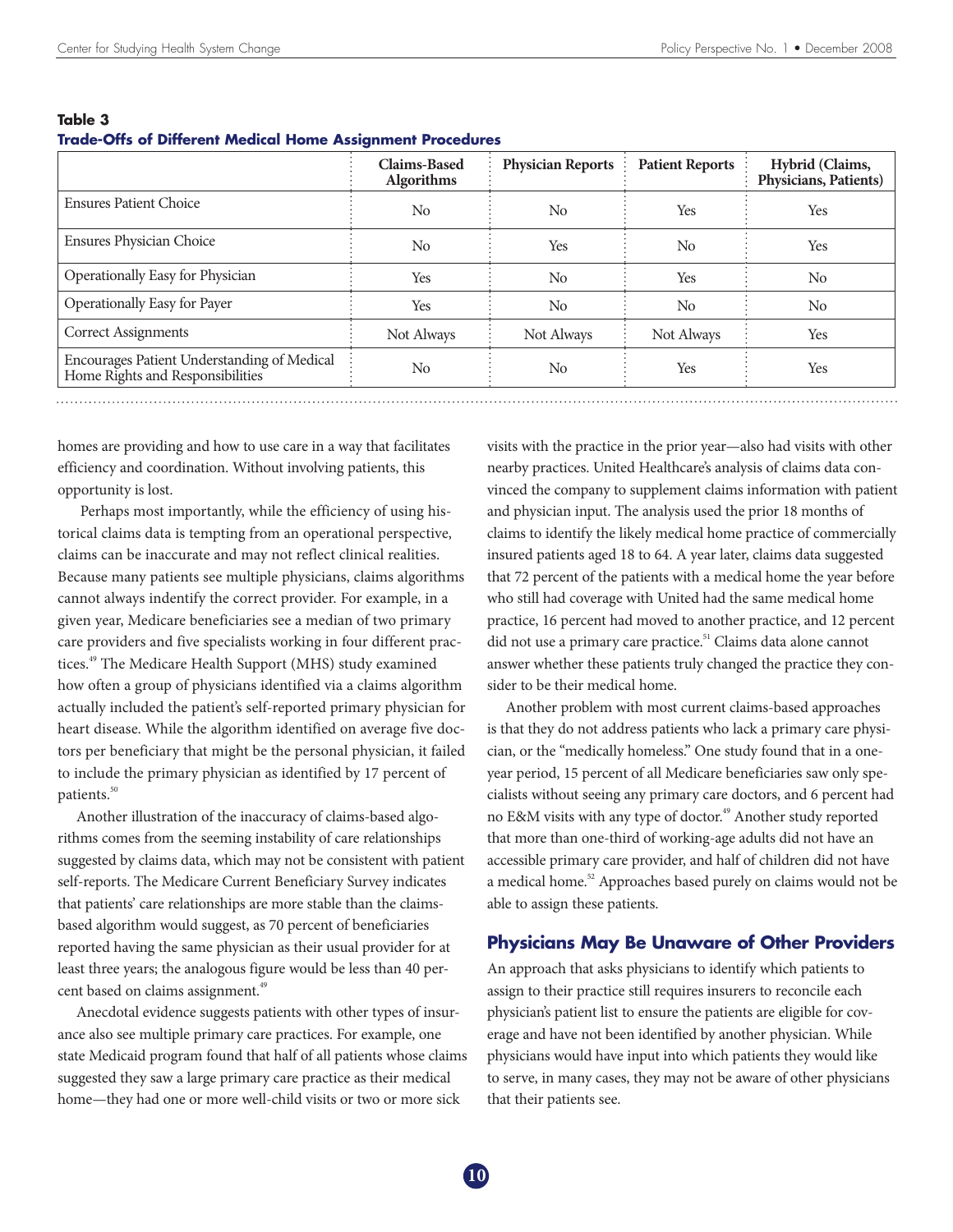**Table 3**
**Trade-Offs of Different Medical Home Assignment Procedures**

| | Claims-Based Algorithms | Physician Reports | Patient Reports | Hybrid (Claims, Physicians, Patients) |
|---|---|---|---|---|
| Ensures Patient Choice | No | No | Yes | Yes |
| Ensures Physician Choice | No | Yes | No | Yes |
| Operationally Easy for Physician | Yes | No | Yes | No |
| Operationally Easy for Payer | Yes | No | No | No |
| Correct Assignments | Not Always | Not Always | Not Always | Yes |
| Encourages Patient Understanding of Medical Home Rights and Responsibilities | No | No | Yes | Yes |

homes are providing and how to use care in a way that facilitates efficiency and coordination. Without involving patients, this opportunity is lost.

Perhaps most importantly, while the efficiency of using historical claims data is tempting from an operational perspective, claims can be inaccurate and may not reflect clinical realities. Because many patients see multiple physicians, claims algorithms cannot always indentify the correct provider. For example, in a given year, Medicare beneficiaries see a median of two primary care providers and five specialists working in four different practices.[49] The Medicare Health Support (MHS) study examined how often a group of physicians identified via a claims algorithm actually included the patient's self-reported primary physician for heart disease. While the algorithm identified on average five doctors per beneficiary that might be the personal physician, it failed to include the primary physician as identified by 17 percent of patients.[50]

Another illustration of the inaccuracy of claims-based algorithms comes from the seeming instability of care relationships suggested by claims data, which may not be consistent with patient self-reports. The Medicare Current Beneficiary Survey indicates that patients' care relationships are more stable than the claims-based algorithm would suggest, as 70 percent of beneficiaries reported having the same physician as their usual provider for at least three years; the analogous figure would be less than 40 percent based on claims assignment.[49]

Anecdotal evidence suggests patients with other types of insurance also see multiple primary care practices. For example, one state Medicaid program found that half of all patients whose claims suggested they saw a large primary care practice as their medical home—they had one or more well-child visits or two or more sick visits with the practice in the prior year—also had visits with other nearby practices. United Healthcare's analysis of claims data convinced the company to supplement claims information with patient and physician input. The analysis used the prior 18 months of claims to identify the likely medical home practice of commercially insured patients aged 18 to 64. A year later, claims data suggested that 72 percent of the patients with a medical home the year before who still had coverage with United had the same medical home practice, 16 percent had moved to another practice, and 12 percent did not use a primary care practice.[51] Claims data alone cannot answer whether these patients truly changed the practice they consider to be their medical home.

Another problem with most current claims-based approaches is that they do not address patients who lack a primary care physician, or the "medically homeless." One study found that in a one-year period, 15 percent of all Medicare beneficiaries saw only specialists without seeing any primary care doctors, and 6 percent had no E&M visits with any type of doctor.[49] Another study reported that more than one-third of working-age adults did not have an accessible primary care provider, and half of children did not have a medical home.[52] Approaches based purely on claims would not be able to assign these patients.

## Physicians May Be Unaware of Other Providers

An approach that asks physicians to identify which patients to assign to their practice still requires insurers to reconcile each physician's patient list to ensure the patients are eligible for coverage and have not been identified by another physician. While physicians would have input into which patients they would like to serve, in many cases, they may not be aware of other physicians that their patients see.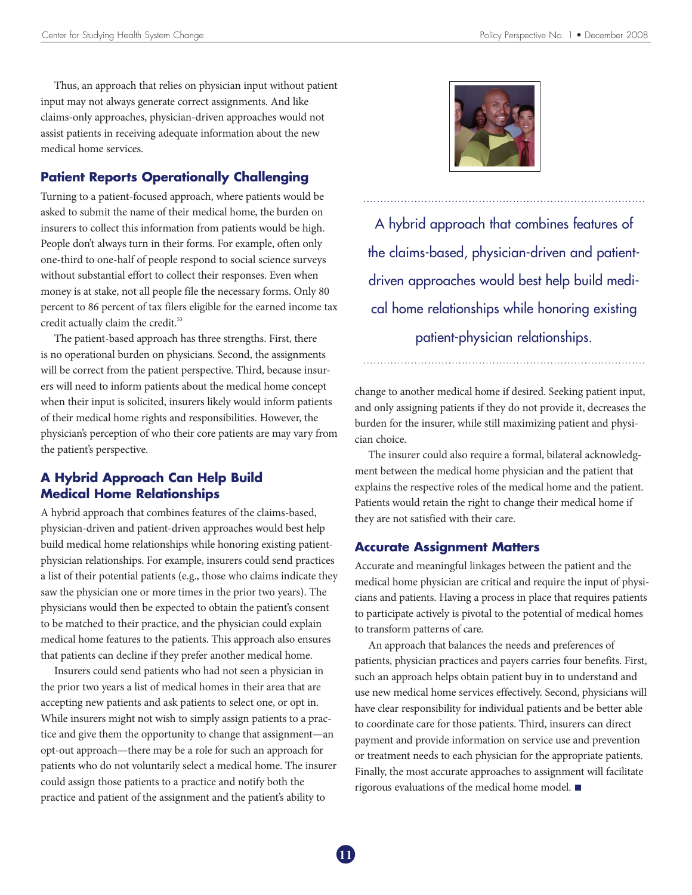Thus, an approach that relies on physician input without patient input may not always generate correct assignments. And like claims-only approaches, physician-driven approaches would not assist patients in receiving adequate information about the new medical home services.

### Patient Reports Operationally Challenging

Turning to a patient-focused approach, where patients would be asked to submit the name of their medical home, the burden on insurers to collect this information from patients would be high. People don't always turn in their forms. For example, often only one-third to one-half of people respond to social science surveys without substantial effort to collect their responses. Even when money is at stake, not all people file the necessary forms. Only 80 percent to 86 percent of tax filers eligible for the earned income tax credit actually claim the credit.[53]

The patient-based approach has three strengths. First, there is no operational burden on physicians. Second, the assignments will be correct from the patient perspective. Third, because insurers will need to inform patients about the medical home concept when their input is solicited, insurers likely would inform patients of their medical home rights and responsibilities. However, the physician's perception of who their core patients are may vary from the patient's perspective.

### A Hybrid Approach Can Help Build Medical Home Relationships

A hybrid approach that combines features of the claims-based, physician-driven and patient-driven approaches would best help build medical home relationships while honoring existing patient-physician relationships. For example, insurers could send practices a list of their potential patients (e.g., those who claims indicate they saw the physician one or more times in the prior two years). The physicians would then be expected to obtain the patient's consent to be matched to their practice, and the physician could explain medical home features to the patients. This approach also ensures that patients can decline if they prefer another medical home.

Insurers could send patients who had not seen a physician in the prior two years a list of medical homes in their area that are accepting new patients and ask patients to select one, or opt in. While insurers might not wish to simply assign patients to a practice and give them the opportunity to change that assignment—an opt-out approach—there may be a role for such an approach for patients who do not voluntarily select a medical home. The insurer could assign those patients to a practice and notify both the practice and patient of the assignment and the patient's ability to change to another medical home if desired. Seeking patient input, and only assigning patients if they do not provide it, decreases the burden for the insurer, while still maximizing patient and physician choice.

The insurer could also require a formal, bilateral acknowledgment between the medical home physician and the patient that explains the respective roles of the medical home and the patient. Patients would retain the right to change their medical home if they are not satisfied with their care.

> A hybrid approach that combines features of the claims-based, physician-driven and patient-driven approaches would best help build medical home relationships while honoring existing patient-physician relationships.

### Accurate Assignment Matters

Accurate and meaningful linkages between the patient and the medical home physician are critical and require the input of physicians and patients. Having a process in place that requires patients to participate actively is pivotal to the potential of medical homes to transform patterns of care.

An approach that balances the needs and preferences of patients, physician practices and payers carries four benefits. First, such an approach helps obtain patient buy in to understand and use new medical home services effectively. Second, physicians will have clear responsibility for individual patients and be better able to coordinate care for those patients. Third, insurers can direct payment and provide information on service use and prevention or treatment needs to each physician for the appropriate patients. Finally, the most accurate approaches to assignment will facilitate rigorous evaluations of the medical home model. ■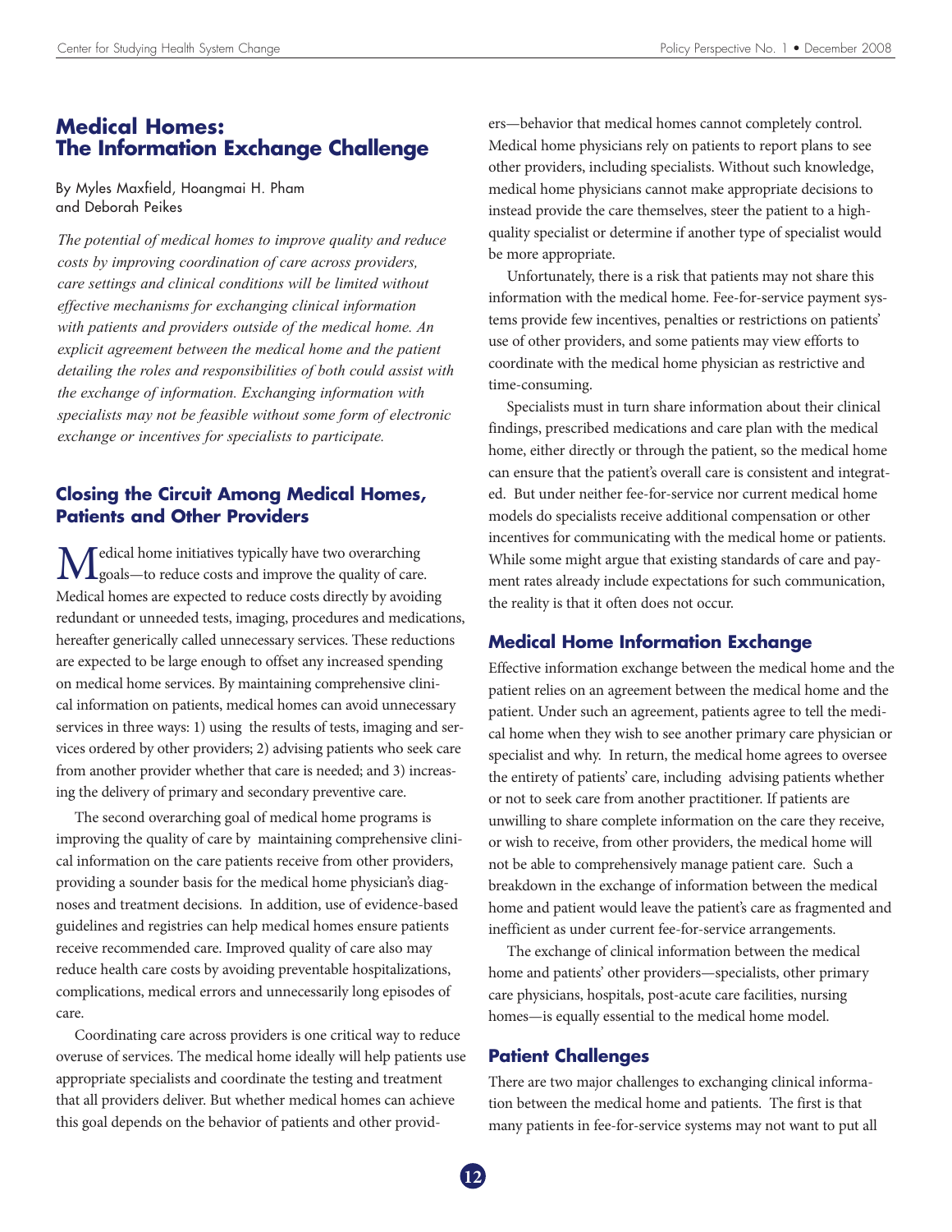## Medical Homes: The Information Exchange Challenge

By Myles Maxfield, Hoangmai H. Pham and Deborah Peikes

*The potential of medical homes to improve quality and reduce costs by improving coordination of care across providers, care settings and clinical conditions will be limited without effective mechanisms for exchanging clinical information with patients and providers outside of the medical home. An explicit agreement between the medical home and the patient detailing the roles and responsibilities of both could assist with the exchange of information. Exchanging information with specialists may not be feasible without some form of electronic exchange or incentives for specialists to participate.*

### Closing the Circuit Among Medical Homes, Patients and Other Providers

Medical home initiatives typically have two overarching goals—to reduce costs and improve the quality of care. Medical homes are expected to reduce costs directly by avoiding redundant or unneeded tests, imaging, procedures and medications, hereafter generically called unnecessary services. These reductions are expected to be large enough to offset any increased spending on medical home services. By maintaining comprehensive clinical information on patients, medical homes can avoid unnecessary services in three ways: 1) using the results of tests, imaging and services ordered by other providers; 2) advising patients who seek care from another provider whether that care is needed; and 3) increasing the delivery of primary and secondary preventive care.

The second overarching goal of medical home programs is improving the quality of care by maintaining comprehensive clinical information on the care patients receive from other providers, providing a sounder basis for the medical home physician's diagnoses and treatment decisions. In addition, use of evidence-based guidelines and registries can help medical homes ensure patients receive recommended care. Improved quality of care also may reduce health care costs by avoiding preventable hospitalizations, complications, medical errors and unnecessarily long episodes of care.

Coordinating care across providers is one critical way to reduce overuse of services. The medical home ideally will help patients use appropriate specialists and coordinate the testing and treatment that all providers deliver. But whether medical homes can achieve this goal depends on the behavior of patients and other providers—behavior that medical homes cannot completely control. Medical home physicians rely on patients to report plans to see other providers, including specialists. Without such knowledge, medical home physicians cannot make appropriate decisions to instead provide the care themselves, steer the patient to a high-quality specialist or determine if another type of specialist would be more appropriate.

Unfortunately, there is a risk that patients may not share this information with the medical home. Fee-for-service payment systems provide few incentives, penalties or restrictions on patients' use of other providers, and some patients may view efforts to coordinate with the medical home physician as restrictive and time-consuming.

Specialists must in turn share information about their clinical findings, prescribed medications and care plan with the medical home, either directly or through the patient, so the medical home can ensure that the patient's overall care is consistent and integrated. But under neither fee-for-service nor current medical home models do specialists receive additional compensation or other incentives for communicating with the medical home or patients. While some might argue that existing standards of care and payment rates already include expectations for such communication, the reality is that it often does not occur.

### Medical Home Information Exchange

Effective information exchange between the medical home and the patient relies on an agreement between the medical home and the patient. Under such an agreement, patients agree to tell the medical home when they wish to see another primary care physician or specialist and why. In return, the medical home agrees to oversee the entirety of patients' care, including advising patients whether or not to seek care from another practitioner. If patients are unwilling to share complete information on the care they receive, or wish to receive, from other providers, the medical home will not be able to comprehensively manage patient care. Such a breakdown in the exchange of information between the medical home and patient would leave the patient's care as fragmented and inefficient as under current fee-for-service arrangements.

The exchange of clinical information between the medical home and patients' other providers—specialists, other primary care physicians, hospitals, post-acute care facilities, nursing homes—is equally essential to the medical home model.

### Patient Challenges

There are two major challenges to exchanging clinical information between the medical home and patients. The first is that many patients in fee-for-service systems may not want to put all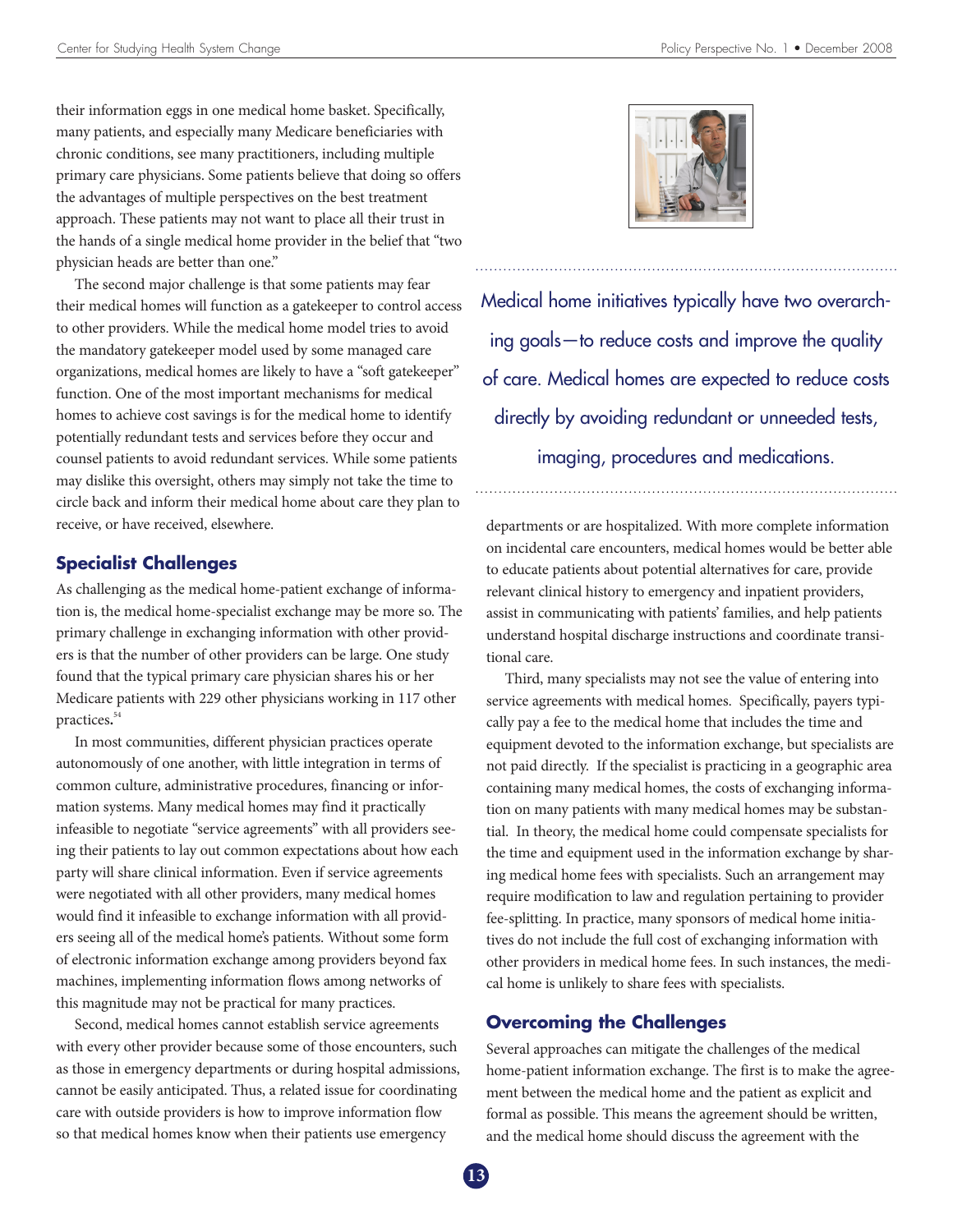their information eggs in one medical home basket. Specifically, many patients, and especially many Medicare beneficiaries with chronic conditions, see many practitioners, including multiple primary care physicians. Some patients believe that doing so offers the advantages of multiple perspectives on the best treatment approach. These patients may not want to place all their trust in the hands of a single medical home provider in the belief that "two physician heads are better than one."

The second major challenge is that some patients may fear their medical homes will function as a gatekeeper to control access to other providers. While the medical home model tries to avoid the mandatory gatekeeper model used by some managed care organizations, medical homes are likely to have a "soft gatekeeper" function. One of the most important mechanisms for medical homes to achieve cost savings is for the medical home to identify potentially redundant tests and services before they occur and counsel patients to avoid redundant services. While some patients may dislike this oversight, others may simply not take the time to circle back and inform their medical home about care they plan to receive, or have received, elsewhere.

## Specialist Challenges

As challenging as the medical home-patient exchange of information is, the medical home-specialist exchange may be more so. The primary challenge in exchanging information with other providers is that the number of other providers can be large. One study found that the typical primary care physician shares his or her Medicare patients with 229 other physicians working in 117 other practices.[54]

In most communities, different physician practices operate autonomously of one another, with little integration in terms of common culture, administrative procedures, financing or information systems. Many medical homes may find it practically infeasible to negotiate "service agreements" with all providers seeing their patients to lay out common expectations about how each party will share clinical information. Even if service agreements were negotiated with all other providers, many medical homes would find it infeasible to exchange information with all providers seeing all of the medical home's patients. Without some form of electronic information exchange among providers beyond fax machines, implementing information flows among networks of this magnitude may not be practical for many practices.

Second, medical homes cannot establish service agreements with every other provider because some of those encounters, such as those in emergency departments or during hospital admissions, cannot be easily anticipated. Thus, a related issue for coordinating care with outside providers is how to improve information flow so that medical homes know when their patients use emergency departments or are hospitalized. With more complete information on incidental care encounters, medical homes would be better able to educate patients about potential alternatives for care, provide relevant clinical history to emergency and inpatient providers, assist in communicating with patients' families, and help patients understand hospital discharge instructions and coordinate transitional care.

> Medical home initiatives typically have two overarching goals—to reduce costs and improve the quality of care. Medical homes are expected to reduce costs directly by avoiding redundant or unneeded tests, imaging, procedures and medications.

Third, many specialists may not see the value of entering into service agreements with medical homes. Specifically, payers typically pay a fee to the medical home that includes the time and equipment devoted to the information exchange, but specialists are not paid directly. If the specialist is practicing in a geographic area containing many medical homes, the costs of exchanging information on many patients with many medical homes may be substantial. In theory, the medical home could compensate specialists for the time and equipment used in the information exchange by sharing medical home fees with specialists. Such an arrangement may require modification to law and regulation pertaining to provider fee-splitting. In practice, many sponsors of medical home initiatives do not include the full cost of exchanging information with other providers in medical home fees. In such instances, the medical home is unlikely to share fees with specialists.

## Overcoming the Challenges

Several approaches can mitigate the challenges of the medical home-patient information exchange. The first is to make the agreement between the medical home and the patient as explicit and formal as possible. This means the agreement should be written, and the medical home should discuss the agreement with the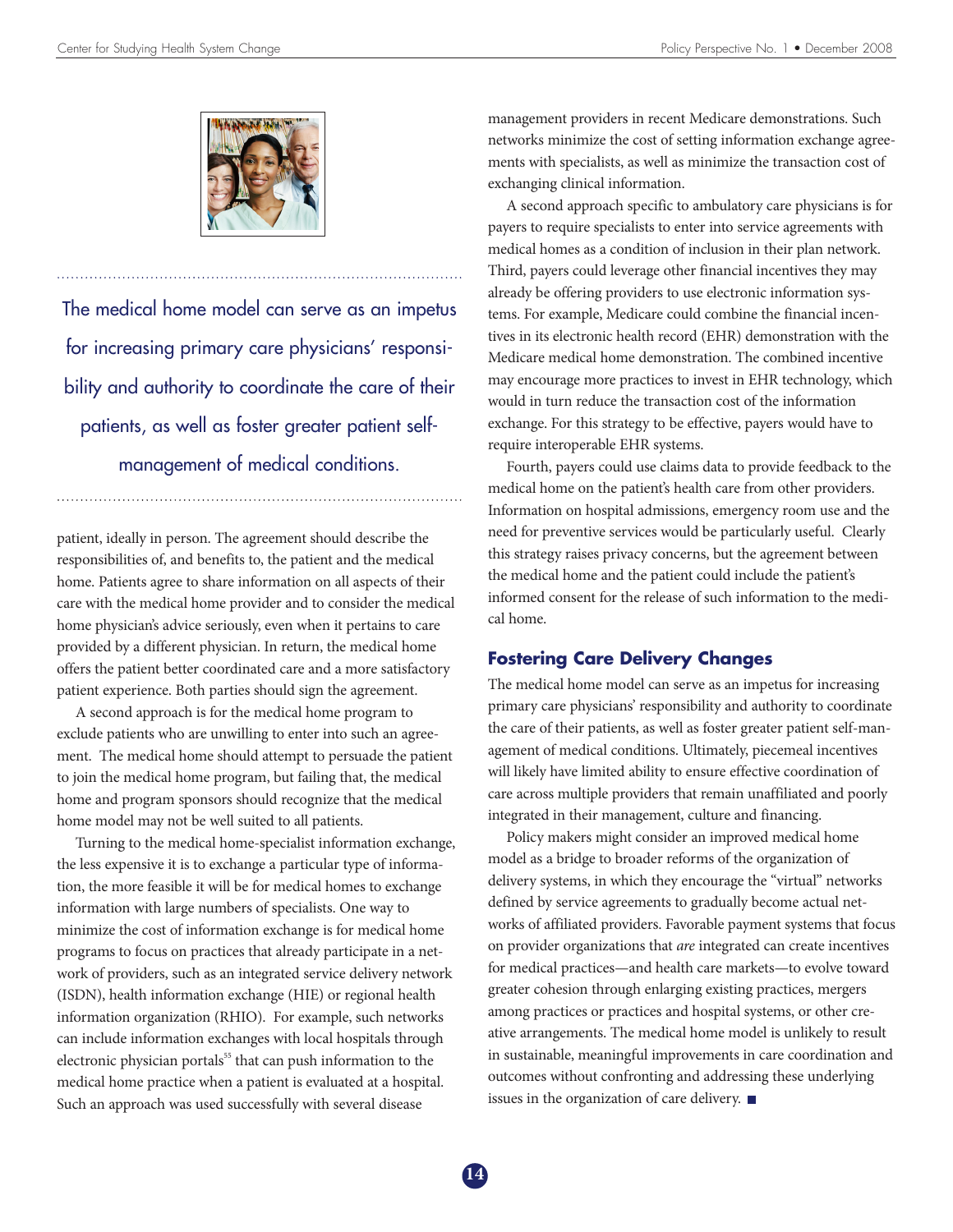The medical home model can serve as an impetus for increasing primary care physicians' responsibility and authority to coordinate the care of their patients, as well as foster greater patient self-management of medical conditions.

patient, ideally in person. The agreement should describe the responsibilities of, and benefits to, the patient and the medical home. Patients agree to share information on all aspects of their care with the medical home provider and to consider the medical home physician's advice seriously, even when it pertains to care provided by a different physician. In return, the medical home offers the patient better coordinated care and a more satisfactory patient experience. Both parties should sign the agreement.

A second approach is for the medical home program to exclude patients who are unwilling to enter into such an agreement. The medical home should attempt to persuade the patient to join the medical home program, but failing that, the medical home and program sponsors should recognize that the medical home model may not be well suited to all patients.

Turning to the medical home-specialist information exchange, the less expensive it is to exchange a particular type of information, the more feasible it will be for medical homes to exchange information with large numbers of specialists. One way to minimize the cost of information exchange is for medical home programs to focus on practices that already participate in a network of providers, such as an integrated service delivery network (ISDN), health information exchange (HIE) or regional health information organization (RHIO). For example, such networks can include information exchanges with local hospitals through electronic physician portals[55] that can push information to the medical home practice when a patient is evaluated at a hospital. Such an approach was used successfully with several disease management providers in recent Medicare demonstrations. Such networks minimize the cost of setting information exchange agreements with specialists, as well as minimize the transaction cost of exchanging clinical information.

A second approach specific to ambulatory care physicians is for payers to require specialists to enter into service agreements with medical homes as a condition of inclusion in their plan network. Third, payers could leverage other financial incentives they may already be offering providers to use electronic information systems. For example, Medicare could combine the financial incentives in its electronic health record (EHR) demonstration with the Medicare medical home demonstration. The combined incentive may encourage more practices to invest in EHR technology, which would in turn reduce the transaction cost of the information exchange. For this strategy to be effective, payers would have to require interoperable EHR systems.

Fourth, payers could use claims data to provide feedback to the medical home on the patient's health care from other providers. Information on hospital admissions, emergency room use and the need for preventive services would be particularly useful. Clearly this strategy raises privacy concerns, but the agreement between the medical home and the patient could include the patient's informed consent for the release of such information to the medical home.

## Fostering Care Delivery Changes

The medical home model can serve as an impetus for increasing primary care physicians' responsibility and authority to coordinate the care of their patients, as well as foster greater patient self-management of medical conditions. Ultimately, piecemeal incentives will likely have limited ability to ensure effective coordination of care across multiple providers that remain unaffiliated and poorly integrated in their management, culture and financing.

Policy makers might consider an improved medical home model as a bridge to broader reforms of the organization of delivery systems, in which they encourage the "virtual" networks defined by service agreements to gradually become actual networks of affiliated providers. Favorable payment systems that focus on provider organizations that *are* integrated can create incentives for medical practices—and health care markets—to evolve toward greater cohesion through enlarging existing practices, mergers among practices or practices and hospital systems, or other creative arrangements. The medical home model is unlikely to result in sustainable, meaningful improvements in care coordination and outcomes without confronting and addressing these underlying issues in the organization of care delivery. ■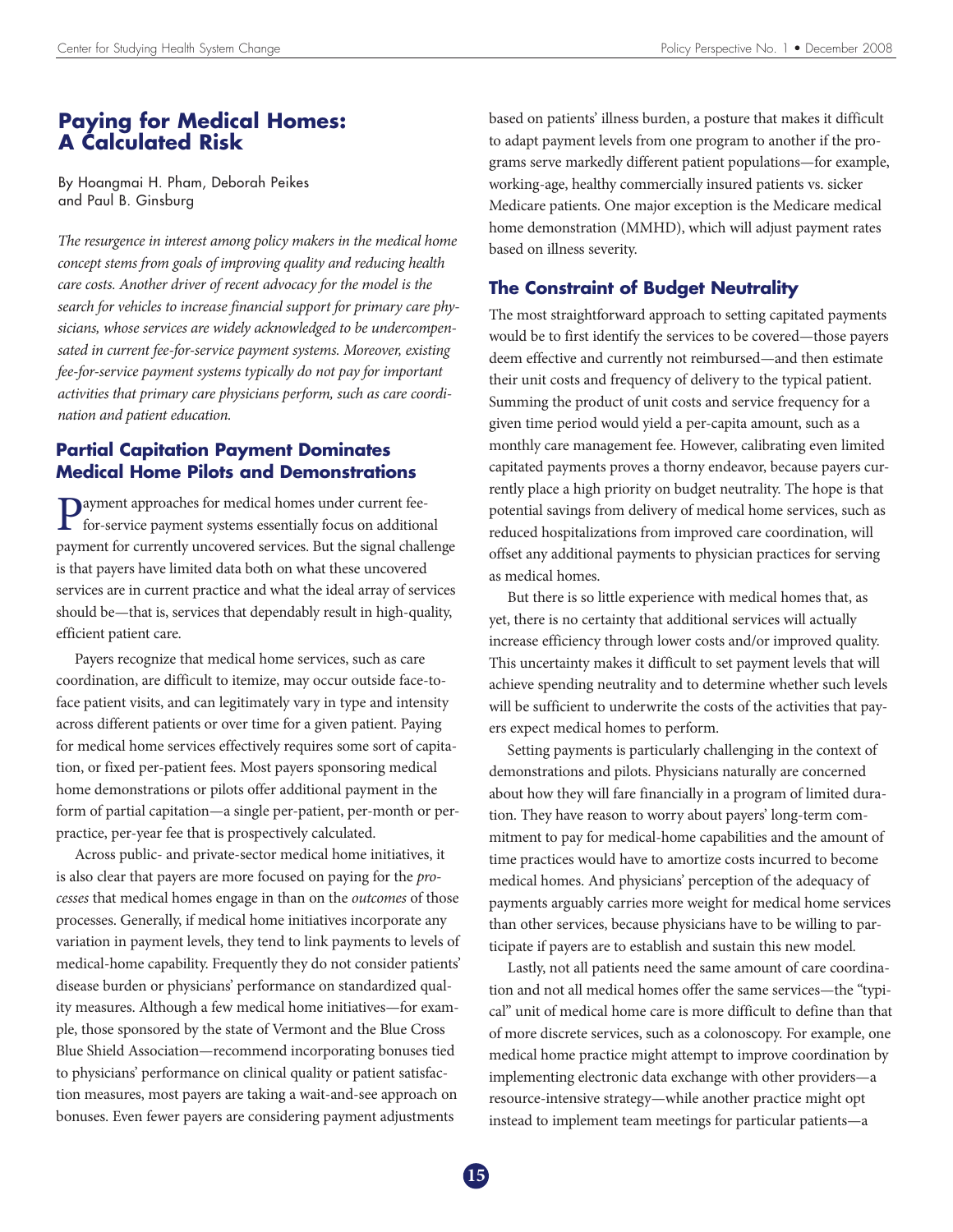# Paying for Medical Homes: A Calculated Risk

By Hoangmai H. Pham, Deborah Peikes and Paul B. Ginsburg

*The resurgence in interest among policy makers in the medical home concept stems from goals of improving quality and reducing health care costs. Another driver of recent advocacy for the model is the search for vehicles to increase financial support for primary care physicians, whose services are widely acknowledged to be undercompensated in current fee-for-service payment systems. Moreover, existing fee-for-service payment systems typically do not pay for important activities that primary care physicians perform, such as care coordination and patient education.*

## Partial Capitation Payment Dominates Medical Home Pilots and Demonstrations

Payment approaches for medical homes under current fee-for-service payment systems essentially focus on additional payment for currently uncovered services. But the signal challenge is that payers have limited data both on what these uncovered services are in current practice and what the ideal array of services should be—that is, services that dependably result in high-quality, efficient patient care.

Payers recognize that medical home services, such as care coordination, are difficult to itemize, may occur outside face-to-face patient visits, and can legitimately vary in type and intensity across different patients or over time for a given patient. Paying for medical home services effectively requires some sort of capitation, or fixed per-patient fees. Most payers sponsoring medical home demonstrations or pilots offer additional payment in the form of partial capitation—a single per-patient, per-month or per-practice, per-year fee that is prospectively calculated.

Across public- and private-sector medical home initiatives, it is also clear that payers are more focused on paying for the *processes* that medical homes engage in than on the *outcomes* of those processes. Generally, if medical home initiatives incorporate any variation in payment levels, they tend to link payments to levels of medical-home capability. Frequently they do not consider patients' disease burden or physicians' performance on standardized quality measures. Although a few medical home initiatives—for example, those sponsored by the state of Vermont and the Blue Cross Blue Shield Association—recommend incorporating bonuses tied to physicians' performance on clinical quality or patient satisfaction measures, most payers are taking a wait-and-see approach on bonuses. Even fewer payers are considering payment adjustments based on patients' illness burden, a posture that makes it difficult to adapt payment levels from one program to another if the programs serve markedly different patient populations—for example, working-age, healthy commercially insured patients vs. sicker Medicare patients. One major exception is the Medicare medical home demonstration (MMHD), which will adjust payment rates based on illness severity.

## The Constraint of Budget Neutrality

The most straightforward approach to setting capitated payments would be to first identify the services to be covered—those payers deem effective and currently not reimbursed—and then estimate their unit costs and frequency of delivery to the typical patient. Summing the product of unit costs and service frequency for a given time period would yield a per-capita amount, such as a monthly care management fee. However, calibrating even limited capitated payments proves a thorny endeavor, because payers currently place a high priority on budget neutrality. The hope is that potential savings from delivery of medical home services, such as reduced hospitalizations from improved care coordination, will offset any additional payments to physician practices for serving as medical homes.

But there is so little experience with medical homes that, as yet, there is no certainty that additional services will actually increase efficiency through lower costs and/or improved quality. This uncertainty makes it difficult to set payment levels that will achieve spending neutrality and to determine whether such levels will be sufficient to underwrite the costs of the activities that payers expect medical homes to perform.

Setting payments is particularly challenging in the context of demonstrations and pilots. Physicians naturally are concerned about how they will fare financially in a program of limited duration. They have reason to worry about payers' long-term commitment to pay for medical-home capabilities and the amount of time practices would have to amortize costs incurred to become medical homes. And physicians' perception of the adequacy of payments arguably carries more weight for medical home services than other services, because physicians have to be willing to participate if payers are to establish and sustain this new model.

Lastly, not all patients need the same amount of care coordination and not all medical homes offer the same services—the "typical" unit of medical home care is more difficult to define than that of more discrete services, such as a colonoscopy. For example, one medical home practice might attempt to improve coordination by implementing electronic data exchange with other providers—a resource-intensive strategy—while another practice might opt instead to implement team meetings for particular patients—a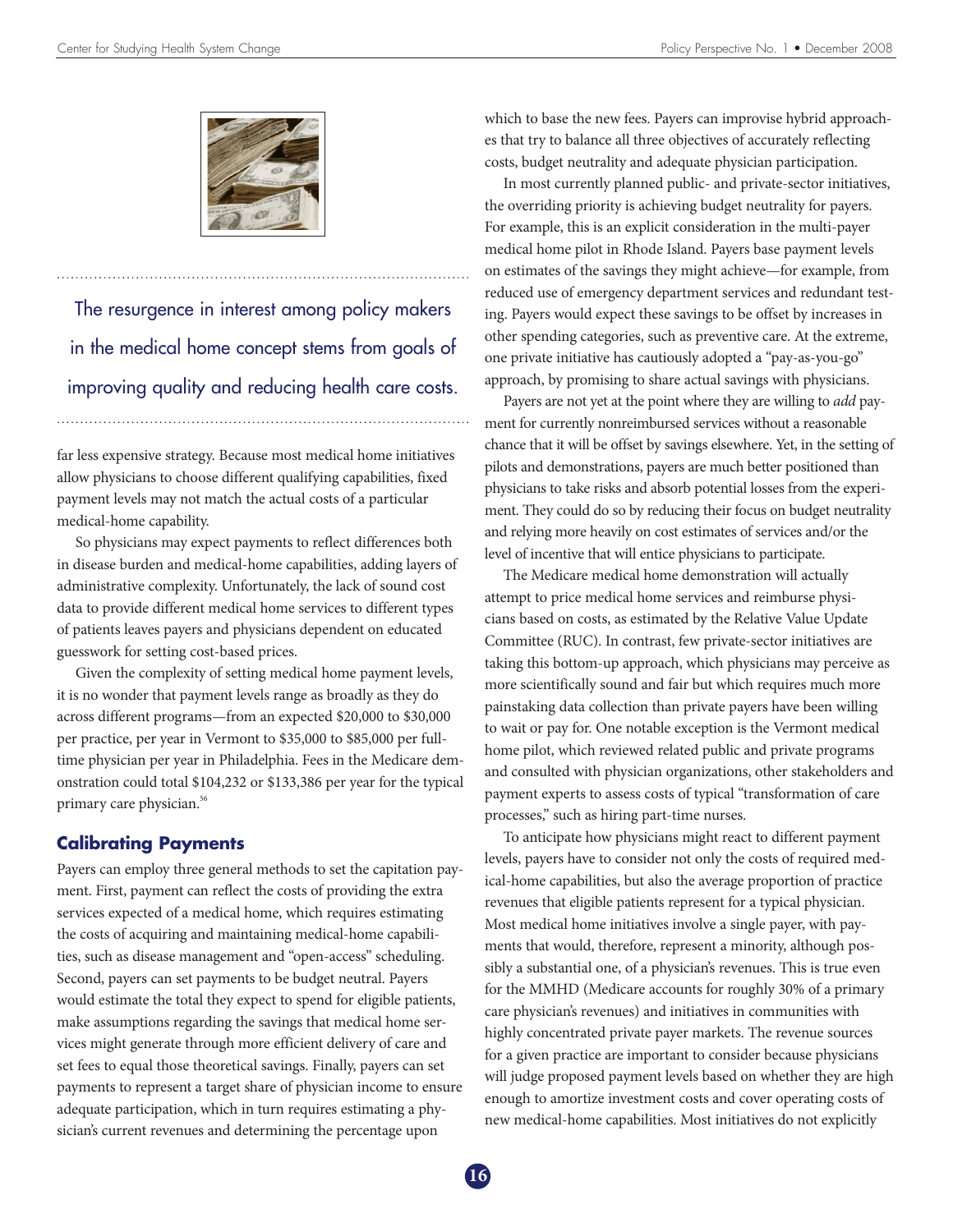The resurgence in interest among policy makers in the medical home concept stems from goals of improving quality and reducing health care costs.

far less expensive strategy. Because most medical home initiatives allow physicians to choose different qualifying capabilities, fixed payment levels may not match the actual costs of a particular medical-home capability.

So physicians may expect payments to reflect differences both in disease burden and medical-home capabilities, adding layers of administrative complexity. Unfortunately, the lack of sound cost data to provide different medical home services to different types of patients leaves payers and physicians dependent on educated guesswork for setting cost-based prices.

Given the complexity of setting medical home payment levels, it is no wonder that payment levels range as broadly as they do across different programs—from an expected $20,000 to $30,000 per practice, per year in Vermont to $35,000 to $85,000 per full-time physician per year in Philadelphia. Fees in the Medicare demonstration could total $104,232 or $133,386 per year for the typical primary care physician.[56]

### Calibrating Payments

Payers can employ three general methods to set the capitation payment. First, payment can reflect the costs of providing the extra services expected of a medical home, which requires estimating the costs of acquiring and maintaining medical-home capabilities, such as disease management and "open-access" scheduling. Second, payers can set payments to be budget neutral. Payers would estimate the total they expect to spend for eligible patients, make assumptions regarding the savings that medical home services might generate through more efficient delivery of care and set fees to equal those theoretical savings. Finally, payers can set payments to represent a target share of physician income to ensure adequate participation, which in turn requires estimating a physician's current revenues and determining the percentage upon which to base the new fees. Payers can improvise hybrid approaches that try to balance all three objectives of accurately reflecting costs, budget neutrality and adequate physician participation.

In most currently planned public- and private-sector initiatives, the overriding priority is achieving budget neutrality for payers. For example, this is an explicit consideration in the multi-payer medical home pilot in Rhode Island. Payers base payment levels on estimates of the savings they might achieve—for example, from reduced use of emergency department services and redundant testing. Payers would expect these savings to be offset by increases in other spending categories, such as preventive care. At the extreme, one private initiative has cautiously adopted a "pay-as-you-go" approach, by promising to share actual savings with physicians.

Payers are not yet at the point where they are willing to *add* payment for currently nonreimbursed services without a reasonable chance that it will be offset by savings elsewhere. Yet, in the setting of pilots and demonstrations, payers are much better positioned than physicians to take risks and absorb potential losses from the experiment. They could do so by reducing their focus on budget neutrality and relying more heavily on cost estimates of services and/or the level of incentive that will entice physicians to participate.

The Medicare medical home demonstration will actually attempt to price medical home services and reimburse physicians based on costs, as estimated by the Relative Value Update Committee (RUC). In contrast, few private-sector initiatives are taking this bottom-up approach, which physicians may perceive as more scientifically sound and fair but which requires much more painstaking data collection than private payers have been willing to wait or pay for. One notable exception is the Vermont medical home pilot, which reviewed related public and private programs and consulted with physician organizations, other stakeholders and payment experts to assess costs of typical "transformation of care processes," such as hiring part-time nurses.

To anticipate how physicians might react to different payment levels, payers have to consider not only the costs of required medical-home capabilities, but also the average proportion of practice revenues that eligible patients represent for a typical physician. Most medical home initiatives involve a single payer, with payments that would, therefore, represent a minority, although possibly a substantial one, of a physician's revenues. This is true even for the MMHD (Medicare accounts for roughly 30% of a primary care physician's revenues) and initiatives in communities with highly concentrated private payer markets. The revenue sources for a given practice are important to consider because physicians will judge proposed payment levels based on whether they are high enough to amortize investment costs and cover operating costs of new medical-home capabilities. Most initiatives do not explicitly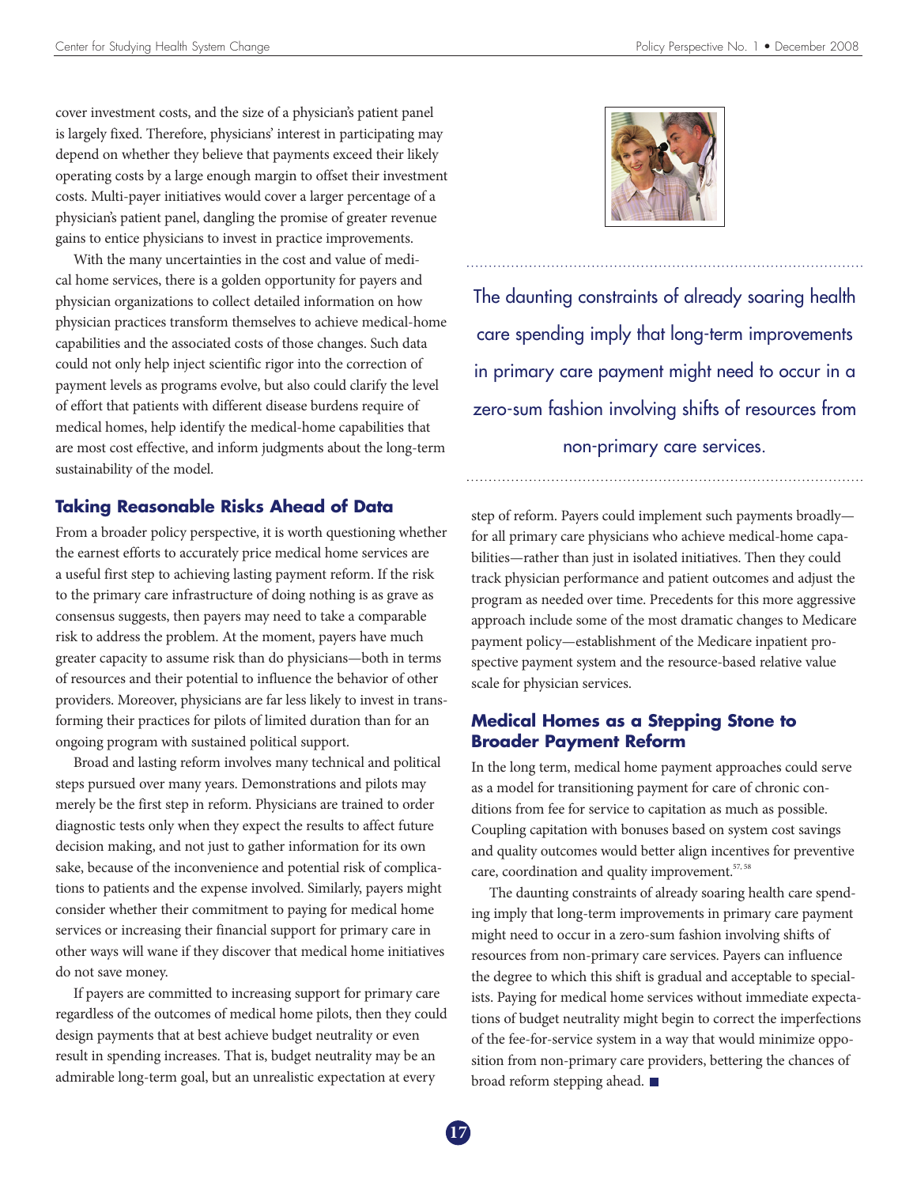cover investment costs, and the size of a physician's patient panel is largely fixed. Therefore, physicians' interest in participating may depend on whether they believe that payments exceed their likely operating costs by a large enough margin to offset their investment costs. Multi-payer initiatives would cover a larger percentage of a physician's patient panel, dangling the promise of greater revenue gains to entice physicians to invest in practice improvements.

With the many uncertainties in the cost and value of medical home services, there is a golden opportunity for payers and physician organizations to collect detailed information on how physician practices transform themselves to achieve medical-home capabilities and the associated costs of those changes. Such data could not only help inject scientific rigor into the correction of payment levels as programs evolve, but also could clarify the level of effort that patients with different disease burdens require of medical homes, help identify the medical-home capabilities that are most cost effective, and inform judgments about the long-term sustainability of the model.

## Taking Reasonable Risks Ahead of Data

From a broader policy perspective, it is worth questioning whether the earnest efforts to accurately price medical home services are a useful first step to achieving lasting payment reform. If the risk to the primary care infrastructure of doing nothing is as grave as consensus suggests, then payers may need to take a comparable risk to address the problem. At the moment, payers have much greater capacity to assume risk than do physicians—both in terms of resources and their potential to influence the behavior of other providers. Moreover, physicians are far less likely to invest in transforming their practices for pilots of limited duration than for an ongoing program with sustained political support.

Broad and lasting reform involves many technical and political steps pursued over many years. Demonstrations and pilots may merely be the first step in reform. Physicians are trained to order diagnostic tests only when they expect the results to affect future decision making, and not just to gather information for its own sake, because of the inconvenience and potential risk of complications to patients and the expense involved. Similarly, payers might consider whether their commitment to paying for medical home services or increasing their financial support for primary care in other ways will wane if they discover that medical home initiatives do not save money.

If payers are committed to increasing support for primary care regardless of the outcomes of medical home pilots, then they could design payments that at best achieve budget neutrality or even result in spending increases. That is, budget neutrality may be an admirable long-term goal, but an unrealistic expectation at every step of reform. Payers could implement such payments broadly—for all primary care physicians who achieve medical-home capabilities—rather than just in isolated initiatives. Then they could track physician performance and patient outcomes and adjust the program as needed over time. Precedents for this more aggressive approach include some of the most dramatic changes to Medicare payment policy—establishment of the Medicare inpatient prospective payment system and the resource-based relative value scale for physician services.

> The daunting constraints of already soaring health care spending imply that long-term improvements in primary care payment might need to occur in a zero-sum fashion involving shifts of resources from non-primary care services.

## Medical Homes as a Stepping Stone to Broader Payment Reform

In the long term, medical home payment approaches could serve as a model for transitioning payment for care of chronic conditions from fee for service to capitation as much as possible. Coupling capitation with bonuses based on system cost savings and quality outcomes would better align incentives for preventive care, coordination and quality improvement.[57, 58]

The daunting constraints of already soaring health care spending imply that long-term improvements in primary care payment might need to occur in a zero-sum fashion involving shifts of resources from non-primary care services. Payers can influence the degree to which this shift is gradual and acceptable to specialists. Paying for medical home services without immediate expectations of budget neutrality might begin to correct the imperfections of the fee-for-service system in a way that would minimize opposition from non-primary care providers, bettering the chances of broad reform stepping ahead. ■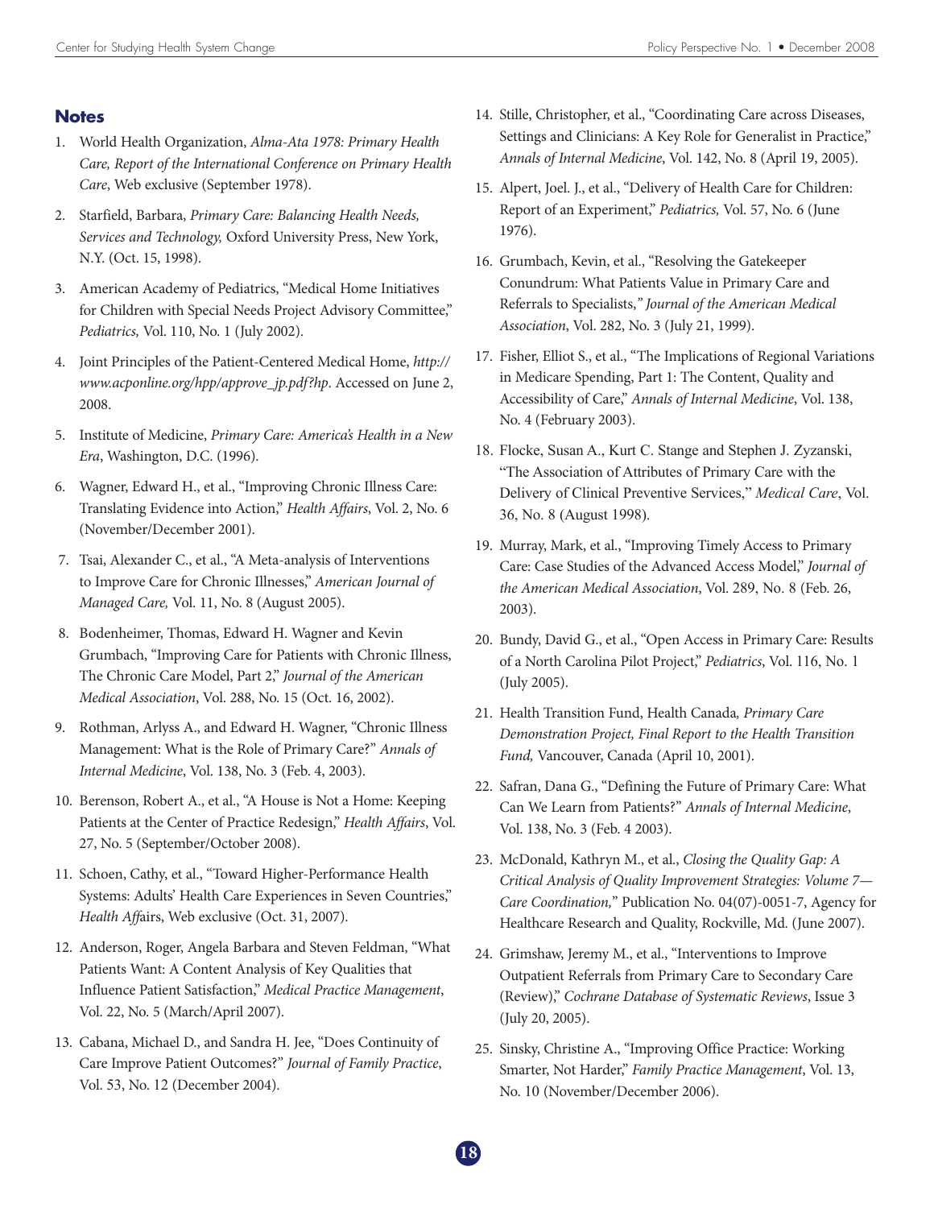## Notes

1. World Health Organization, *Alma-Ata 1978: Primary Health Care, Report of the International Conference on Primary Health Care*, Web exclusive (September 1978).
2. Starfield, Barbara, *Primary Care: Balancing Health Needs, Services and Technology,* Oxford University Press, New York, N.Y. (Oct. 15, 1998).
3. American Academy of Pediatrics, "Medical Home Initiatives for Children with Special Needs Project Advisory Committee," *Pediatrics,* Vol. 110, No. 1 (July 2002).
4. Joint Principles of the Patient-Centered Medical Home, *http://www.acponline.org/hpp/approve_jp.pdf?hp*. Accessed on June 2, 2008.
5. Institute of Medicine, *Primary Care: America's Health in a New Era*, Washington, D.C. (1996).
6. Wagner, Edward H., et al., "Improving Chronic Illness Care: Translating Evidence into Action," *Health Affairs*, Vol. 2, No. 6 (November/December 2001).
7. Tsai, Alexander C., et al., "A Meta-analysis of Interventions to Improve Care for Chronic Illnesses," *American Journal of Managed Care,* Vol. 11, No. 8 (August 2005).
8. Bodenheimer, Thomas, Edward H. Wagner and Kevin Grumbach, "Improving Care for Patients with Chronic Illness, The Chronic Care Model, Part 2," *Journal of the American Medical Association*, Vol. 288, No. 15 (Oct. 16, 2002).
9. Rothman, Arlyss A., and Edward H. Wagner, "Chronic Illness Management: What is the Role of Primary Care?" *Annals of Internal Medicine*, Vol. 138, No. 3 (Feb. 4, 2003).
10. Berenson, Robert A., et al., "A House is Not a Home: Keeping Patients at the Center of Practice Redesign," *Health Affairs*, Vol. 27, No. 5 (September/October 2008).
11. Schoen, Cathy, et al., "Toward Higher-Performance Health Systems: Adults' Health Care Experiences in Seven Countries," *Health Affairs*, Web exclusive (Oct. 31, 2007).
12. Anderson, Roger, Angela Barbara and Steven Feldman, "What Patients Want: A Content Analysis of Key Qualities that Influence Patient Satisfaction," *Medical Practice Management*, Vol. 22, No. 5 (March/April 2007).
13. Cabana, Michael D., and Sandra H. Jee, "Does Continuity of Care Improve Patient Outcomes?" *Journal of Family Practice*, Vol. 53, No. 12 (December 2004).
14. Stille, Christopher, et al., "Coordinating Care across Diseases, Settings and Clinicians: A Key Role for Generalist in Practice," *Annals of Internal Medicine*, Vol. 142, No. 8 (April 19, 2005).
15. Alpert, Joel. J., et al., "Delivery of Health Care for Children: Report of an Experiment," *Pediatrics,* Vol. 57, No. 6 (June 1976).
16. Grumbach, Kevin, et al., "Resolving the Gatekeeper Conundrum: What Patients Value in Primary Care and Referrals to Specialists," *Journal of the American Medical Association*, Vol. 282, No. 3 (July 21, 1999).
17. Fisher, Elliot S., et al., "The Implications of Regional Variations in Medicare Spending, Part 1: The Content, Quality and Accessibility of Care," *Annals of Internal Medicine*, Vol. 138, No. 4 (February 2003).
18. Flocke, Susan A., Kurt C. Stange and Stephen J. Zyzanski, "The Association of Attributes of Primary Care with the Delivery of Clinical Preventive Services," *Medical Care*, Vol. 36, No. 8 (August 1998).
19. Murray, Mark, et al., "Improving Timely Access to Primary Care: Case Studies of the Advanced Access Model," *Journal of the American Medical Association*, Vol. 289, No. 8 (Feb. 26, 2003).
20. Bundy, David G., et al., "Open Access in Primary Care: Results of a North Carolina Pilot Project," *Pediatrics*, Vol. 116, No. 1 (July 2005).
21. Health Transition Fund, Health Canada*, Primary Care Demonstration Project, Final Report to the Health Transition Fund,* Vancouver, Canada (April 10, 2001).
22. Safran, Dana G., "Defining the Future of Primary Care: What Can We Learn from Patients?" *Annals of Internal Medicine*, Vol. 138, No. 3 (Feb. 4 2003).
23. McDonald, Kathryn M., et al., *Closing the Quality Gap: A Critical Analysis of Quality Improvement Strategies: Volume 7—Care Coordination,"* Publication No. 04(07)-0051-7, Agency for Healthcare Research and Quality, Rockville, Md. (June 2007).
24. Grimshaw, Jeremy M., et al., "Interventions to Improve Outpatient Referrals from Primary Care to Secondary Care (Review)," *Cochrane Database of Systematic Reviews*, Issue 3 (July 20, 2005).
25. Sinsky, Christine A., "Improving Office Practice: Working Smarter, Not Harder," *Family Practice Management*, Vol. 13, No. 10 (November/December 2006).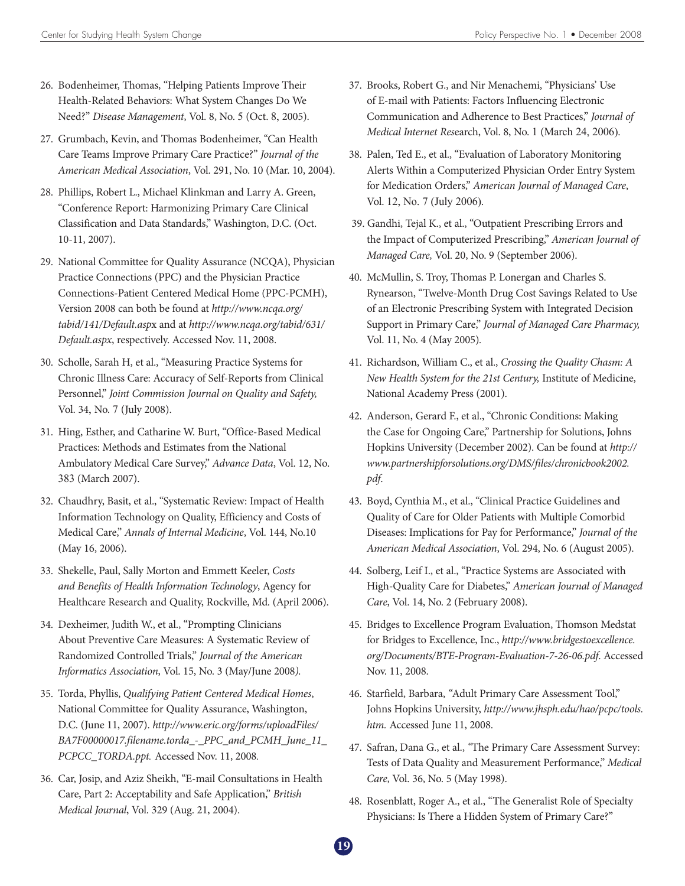26. Bodenheimer, Thomas, "Helping Patients Improve Their Health-Related Behaviors: What System Changes Do We Need?" *Disease Management*, Vol. 8, No. 5 (Oct. 8, 2005).

27. Grumbach, Kevin, and Thomas Bodenheimer, "Can Health Care Teams Improve Primary Care Practice?" *Journal of the American Medical Association*, Vol. 291, No. 10 (Mar. 10, 2004).

28. Phillips, Robert L., Michael Klinkman and Larry A. Green, "Conference Report: Harmonizing Primary Care Clinical Classification and Data Standards," Washington, D.C. (Oct. 10-11, 2007).

29. National Committee for Quality Assurance (NCQA), Physician Practice Connections (PPC) and the Physician Practice Connections-Patient Centered Medical Home (PPC-PCMH), Version 2008 can both be found at *http://www.ncqa.org/tabid/141/Default.aspx* and at *http://www.ncqa.org/tabid/631/Default.aspx*, respectively. Accessed Nov. 11, 2008.

30. Scholle, Sarah H, et al., "Measuring Practice Systems for Chronic Illness Care: Accuracy of Self-Reports from Clinical Personnel," *Joint Commission Journal on Quality and Safety,* Vol. 34, No. 7 (July 2008).

31. Hing, Esther, and Catharine W. Burt, "Office-Based Medical Practices: Methods and Estimates from the National Ambulatory Medical Care Survey," *Advance Data*, Vol. 12, No. 383 (March 2007).

32. Chaudhry, Basit, et al., "Systematic Review: Impact of Health Information Technology on Quality, Efficiency and Costs of Medical Care," *Annals of Internal Medicine*, Vol. 144, No.10 (May 16, 2006).

33. Shekelle, Paul, Sally Morton and Emmett Keeler, *Costs and Benefits of Health Information Technology*, Agency for Healthcare Research and Quality, Rockville, Md. (April 2006).

34. Dexheimer, Judith W., et al., "Prompting Clinicians About Preventive Care Measures: A Systematic Review of Randomized Controlled Trials," *Journal of the American Informatics Association*, Vol. 15, No. 3 (May/June 2008).

35. Torda, Phyllis, *Qualifying Patient Centered Medical Homes*, National Committee for Quality Assurance, Washington, D.C. (June 11, 2007). *http://www.eric.org/forms/uploadFiles/BA7F00000017.filename.torda_-_PPC_and_PCMH_June_11_PCPCC_TORDA.ppt.* Accessed Nov. 11, 2008.

36. Car, Josip, and Aziz Sheikh, "E-mail Consultations in Health Care, Part 2: Acceptability and Safe Application," *British Medical Journal*, Vol. 329 (Aug. 21, 2004).

37. Brooks, Robert G., and Nir Menachemi, "Physicians' Use of E-mail with Patients: Factors Influencing Electronic Communication and Adherence to Best Practices," *Journal of Medical Internet Res*earch, Vol. 8, No. 1 (March 24, 2006).

38. Palen, Ted E., et al., "Evaluation of Laboratory Monitoring Alerts Within a Computerized Physician Order Entry System for Medication Orders," *American Journal of Managed Care*, Vol. 12, No. 7 (July 2006).

39. Gandhi, Tejal K., et al., "Outpatient Prescribing Errors and the Impact of Computerized Prescribing," *American Journal of Managed Care,* Vol. 20, No. 9 (September 2006).

40. McMullin, S. Troy, Thomas P. Lonergan and Charles S. Rynearson, "Twelve-Month Drug Cost Savings Related to Use of an Electronic Prescribing System with Integrated Decision Support in Primary Care," *Journal of Managed Care Pharmacy,* Vol. 11, No. 4 (May 2005).

41. Richardson, William C., et al., *Crossing the Quality Chasm: A New Health System for the 21st Century,* Institute of Medicine, National Academy Press (2001).

42. Anderson, Gerard F., et al., "Chronic Conditions: Making the Case for Ongoing Care," Partnership for Solutions, Johns Hopkins University (December 2002). Can be found at *http://www.partnershipforsolutions.org/DMS/files/chronicbook2002.pdf*.

43. Boyd, Cynthia M., et al., "Clinical Practice Guidelines and Quality of Care for Older Patients with Multiple Comorbid Diseases: Implications for Pay for Performance," *Journal of the American Medical Association*, Vol. 294, No. 6 (August 2005).

44. Solberg, Leif I., et al., "Practice Systems are Associated with High-Quality Care for Diabetes," *American Journal of Managed Care*, Vol. 14, No. 2 (February 2008).

45. Bridges to Excellence Program Evaluation, Thomson Medstat for Bridges to Excellence, Inc., *http://www.bridgestoexcellence.org/Documents/BTE-Program-Evaluation-7-26-06.pdf*. Accessed Nov. 11, 2008.

46. Starfield, Barbara, "Adult Primary Care Assessment Tool," Johns Hopkins University, *http://www.jhsph.edu/hao/pcpc/tools.htm.* Accessed June 11, 2008.

47. Safran, Dana G., et al., "The Primary Care Assessment Survey: Tests of Data Quality and Measurement Performance," *Medical Care*, Vol. 36, No. 5 (May 1998).

48. Rosenblatt, Roger A., et al., "The Generalist Role of Specialty Physicians: Is There a Hidden System of Primary Care?"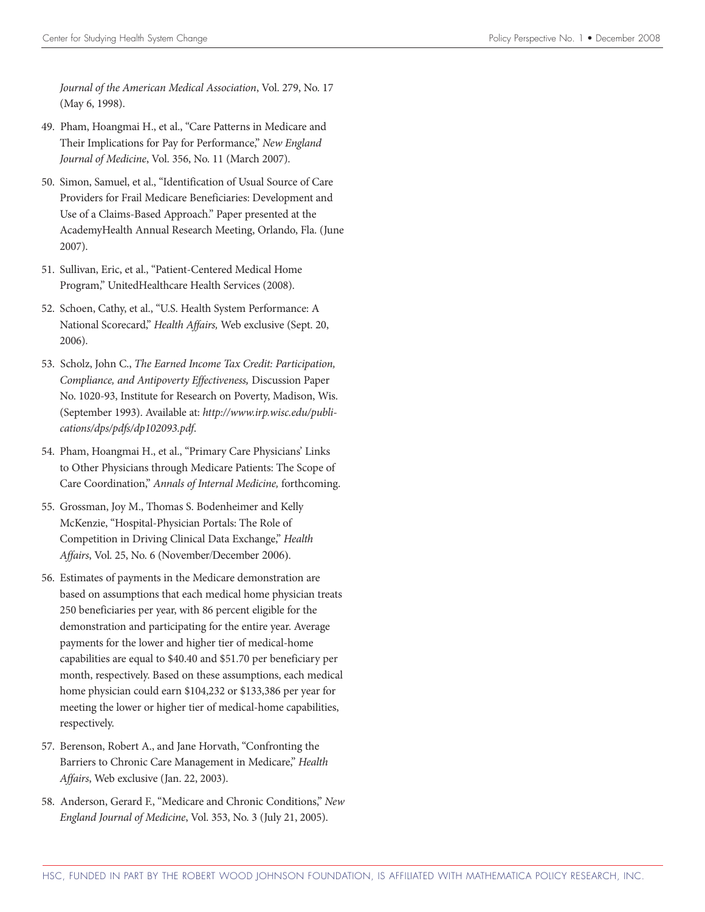*Journal of the American Medical Association*, Vol. 279, No. 17 (May 6, 1998).

49. Pham, Hoangmai H., et al., "Care Patterns in Medicare and Their Implications for Pay for Performance," *New England Journal of Medicine*, Vol. 356, No. 11 (March 2007).

50. Simon, Samuel, et al., "Identification of Usual Source of Care Providers for Frail Medicare Beneficiaries: Development and Use of a Claims-Based Approach." Paper presented at the AcademyHealth Annual Research Meeting, Orlando, Fla. (June 2007).

51. Sullivan, Eric, et al., "Patient-Centered Medical Home Program," UnitedHealthcare Health Services (2008).

52. Schoen, Cathy, et al., "U.S. Health System Performance: A National Scorecard," *Health Affairs,* Web exclusive (Sept. 20, 2006).

53. Scholz, John C., *The Earned Income Tax Credit: Participation, Compliance, and Antipoverty Effectiveness,* Discussion Paper No. 1020-93, Institute for Research on Poverty, Madison, Wis. (September 1993). Available at: *http://www.irp.wisc.edu/publications/dps/pdfs/dp102093.pdf*.

54. Pham, Hoangmai H., et al., "Primary Care Physicians' Links to Other Physicians through Medicare Patients: The Scope of Care Coordination," *Annals of Internal Medicine,* forthcoming.

55. Grossman, Joy M., Thomas S. Bodenheimer and Kelly McKenzie, "Hospital-Physician Portals: The Role of Competition in Driving Clinical Data Exchange," *Health Affairs*, Vol. 25, No. 6 (November/December 2006).

56. Estimates of payments in the Medicare demonstration are based on assumptions that each medical home physician treats 250 beneficiaries per year, with 86 percent eligible for the demonstration and participating for the entire year. Average payments for the lower and higher tier of medical-home capabilities are equal to $40.40 and $51.70 per beneficiary per month, respectively. Based on these assumptions, each medical home physician could earn $104,232 or $133,386 per year for meeting the lower or higher tier of medical-home capabilities, respectively.

57. Berenson, Robert A., and Jane Horvath, "Confronting the Barriers to Chronic Care Management in Medicare," *Health Affairs*, Web exclusive (Jan. 22, 2003).

58. Anderson, Gerard F., "Medicare and Chronic Conditions," *New England Journal of Medicine*, Vol. 353, No. 3 (July 21, 2005).